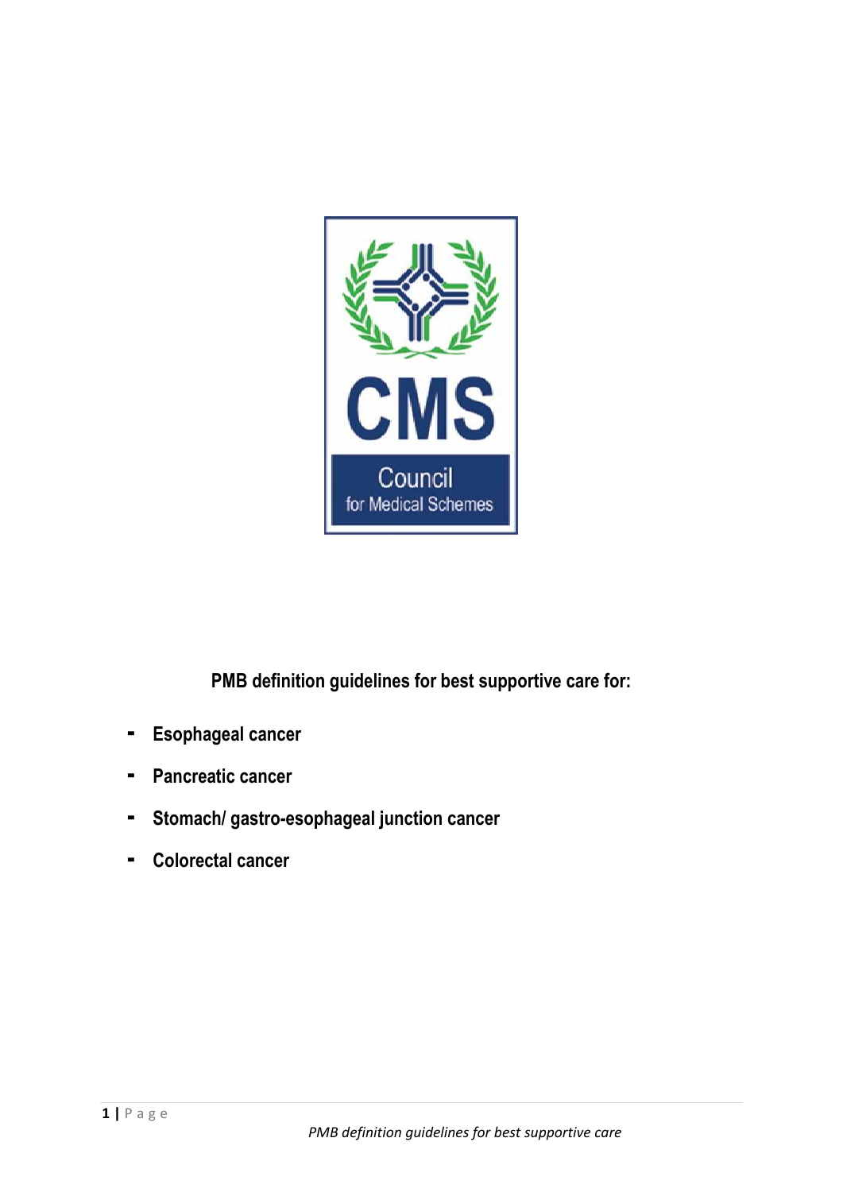CMS

Council for Medical Schemes

**PMB definition guidelines for best supportive care for:**

- **Esophageal cancer**
- **Pancreatic cancer**
- **Stomach/ gastro-esophageal junction cancer**
- **Colorectal cancer**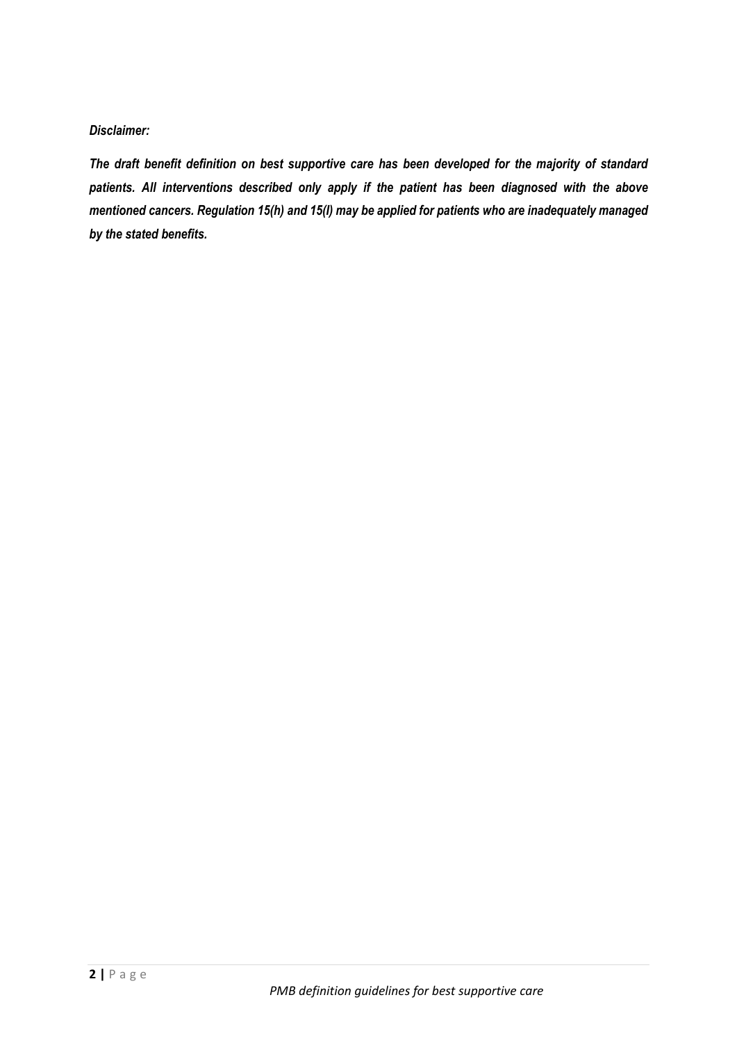***Disclaimer:***

***The draft benefit definition on best supportive care has been developed for the majority of standard patients. All interventions described only apply if the patient has been diagnosed with the above mentioned cancers. Regulation 15(h) and 15(l) may be applied for patients who are inadequately managed by the stated benefits.***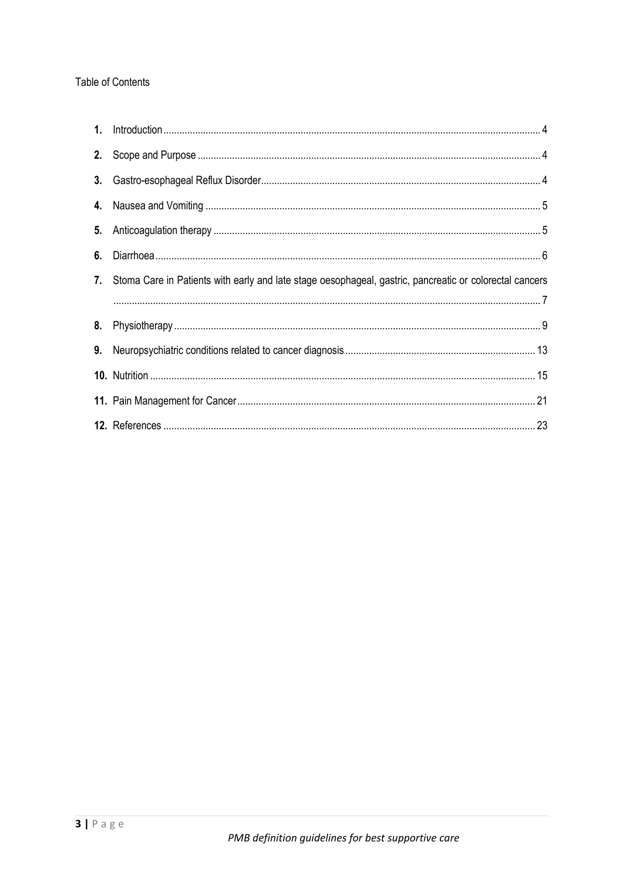Table of Contents

1. Introduction ... 4
2. Scope and Purpose ... 4
3. Gastro-esophageal Reflux Disorder ... 4
4. Nausea and Vomiting ... 5
5. Anticoagulation therapy ... 5
6. Diarrhoea ... 6
7. Stoma Care in Patients with early and late stage oesophageal, gastric, pancreatic or colorectal cancers ... 7
8. Physiotherapy ... 9
9. Neuropsychiatric conditions related to cancer diagnosis ... 13
10. Nutrition ... 15
11. Pain Management for Cancer ... 21
12. References ... 23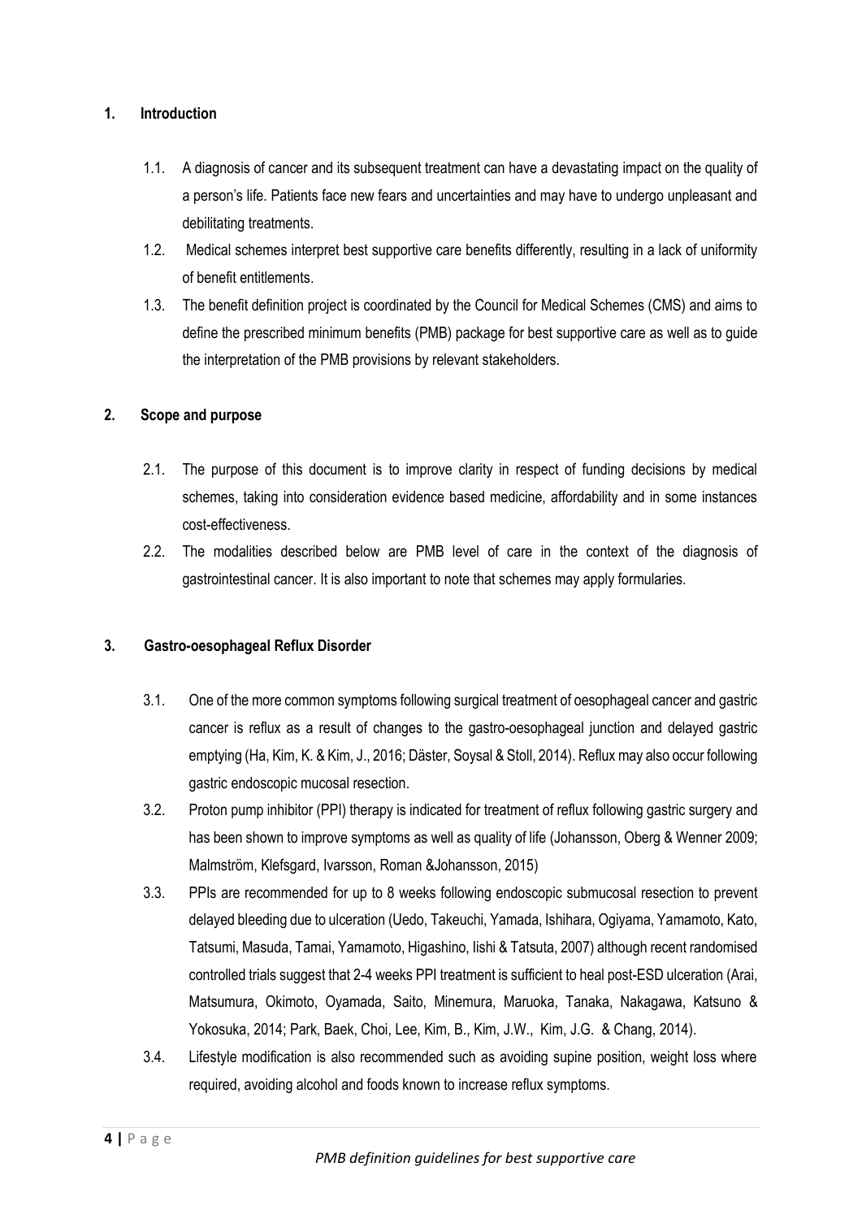## 1. Introduction

1.1. A diagnosis of cancer and its subsequent treatment can have a devastating impact on the quality of a person's life. Patients face new fears and uncertainties and may have to undergo unpleasant and debilitating treatments.

1.2. Medical schemes interpret best supportive care benefits differently, resulting in a lack of uniformity of benefit entitlements.

1.3. The benefit definition project is coordinated by the Council for Medical Schemes (CMS) and aims to define the prescribed minimum benefits (PMB) package for best supportive care as well as to guide the interpretation of the PMB provisions by relevant stakeholders.

## 2. Scope and purpose

2.1. The purpose of this document is to improve clarity in respect of funding decisions by medical schemes, taking into consideration evidence based medicine, affordability and in some instances cost-effectiveness.

2.2. The modalities described below are PMB level of care in the context of the diagnosis of gastrointestinal cancer. It is also important to note that schemes may apply formularies.

## 3. Gastro-oesophageal Reflux Disorder

3.1. One of the more common symptoms following surgical treatment of oesophageal cancer and gastric cancer is reflux as a result of changes to the gastro-oesophageal junction and delayed gastric emptying (Ha, Kim, K. & Kim, J., 2016; Däster, Soysal & Stoll, 2014). Reflux may also occur following gastric endoscopic mucosal resection.

3.2. Proton pump inhibitor (PPI) therapy is indicated for treatment of reflux following gastric surgery and has been shown to improve symptoms as well as quality of life (Johansson, Oberg & Wenner 2009; Malmström, Klefsgard, Ivarsson, Roman &Johansson, 2015)

3.3. PPIs are recommended for up to 8 weeks following endoscopic submucosal resection to prevent delayed bleeding due to ulceration (Uedo, Takeuchi, Yamada, Ishihara, Ogiyama, Yamamoto, Kato, Tatsumi, Masuda, Tamai, Yamamoto, Higashino, Iishi & Tatsuta, 2007) although recent randomised controlled trials suggest that 2-4 weeks PPI treatment is sufficient to heal post-ESD ulceration (Arai, Matsumura, Okimoto, Oyamada, Saito, Minemura, Maruoka, Tanaka, Nakagawa, Katsuno & Yokosuka, 2014; Park, Baek, Choi, Lee, Kim, B., Kim, J.W., Kim, J.G. & Chang, 2014).

3.4. Lifestyle modification is also recommended such as avoiding supine position, weight loss where required, avoiding alcohol and foods known to increase reflux symptoms.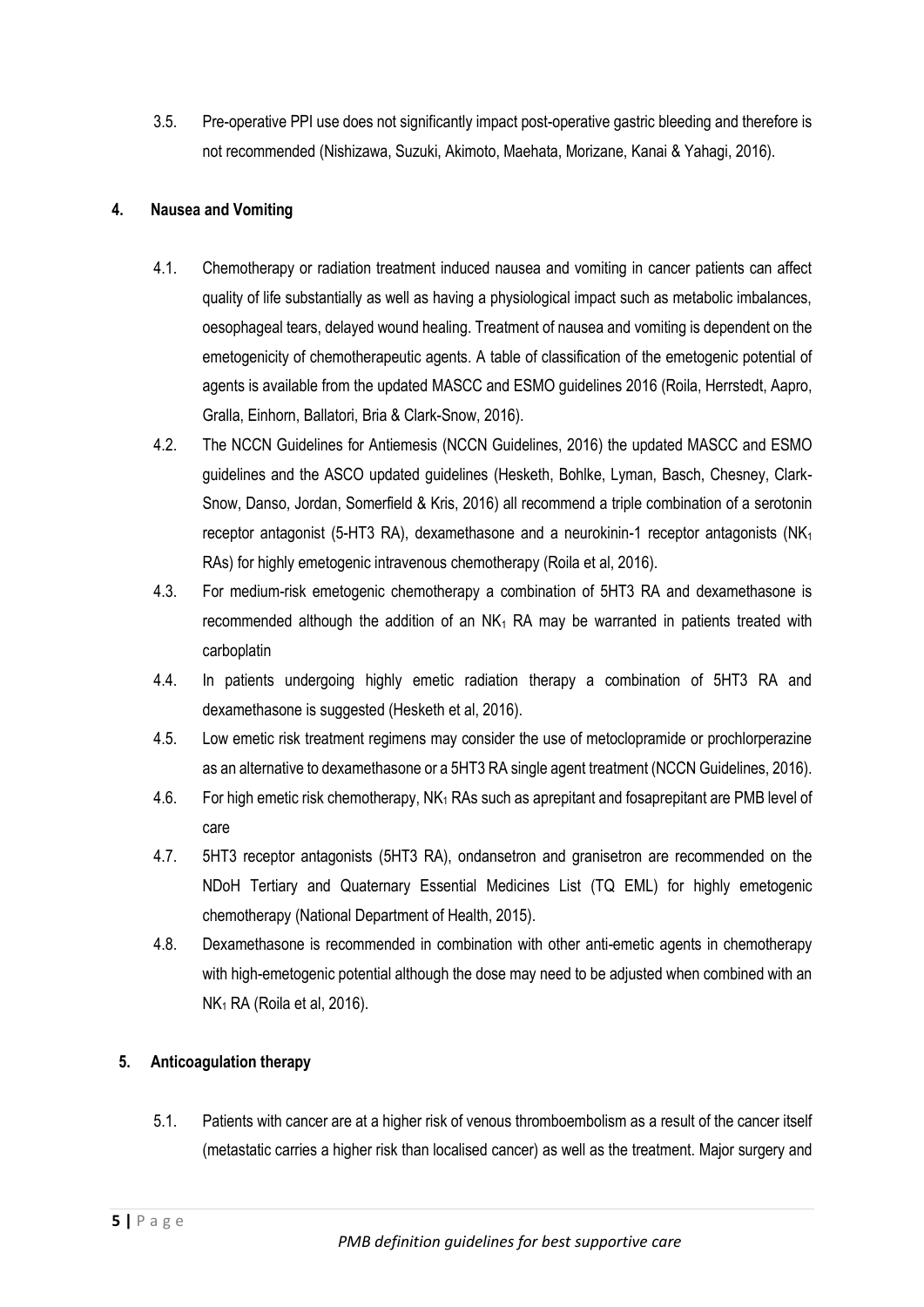3.5. Pre-operative PPI use does not significantly impact post-operative gastric bleeding and therefore is not recommended (Nishizawa, Suzuki, Akimoto, Maehata, Morizane, Kanai & Yahagi, 2016).

## 4. Nausea and Vomiting

4.1. Chemotherapy or radiation treatment induced nausea and vomiting in cancer patients can affect quality of life substantially as well as having a physiological impact such as metabolic imbalances, oesophageal tears, delayed wound healing. Treatment of nausea and vomiting is dependent on the emetogenicity of chemotherapeutic agents. A table of classification of the emetogenic potential of agents is available from the updated MASCC and ESMO guidelines 2016 (Roila, Herrstedt, Aapro, Gralla, Einhorn, Ballatori, Bria & Clark-Snow, 2016).

4.2. The NCCN Guidelines for Antiemesis (NCCN Guidelines, 2016) the updated MASCC and ESMO guidelines and the ASCO updated guidelines (Hesketh, Bohlke, Lyman, Basch, Chesney, Clark-Snow, Danso, Jordan, Somerfield & Kris, 2016) all recommend a triple combination of a serotonin receptor antagonist (5-HT3 RA), dexamethasone and a neurokinin-1 receptor antagonists ($NK_1$ RAs) for highly emetogenic intravenous chemotherapy (Roila et al, 2016).

4.3. For medium-risk emetogenic chemotherapy a combination of 5HT3 RA and dexamethasone is recommended although the addition of an $NK_1$ RA may be warranted in patients treated with carboplatin

4.4. In patients undergoing highly emetic radiation therapy a combination of 5HT3 RA and dexamethasone is suggested (Hesketh et al, 2016).

4.5. Low emetic risk treatment regimens may consider the use of metoclopramide or prochlorperazine as an alternative to dexamethasone or a 5HT3 RA single agent treatment (NCCN Guidelines, 2016).

4.6. For high emetic risk chemotherapy, $NK_1$ RAs such as aprepitant and fosaprepitant are PMB level of care

4.7. 5HT3 receptor antagonists (5HT3 RA), ondansetron and granisetron are recommended on the NDoH Tertiary and Quaternary Essential Medicines List (TQ EML) for highly emetogenic chemotherapy (National Department of Health, 2015).

4.8. Dexamethasone is recommended in combination with other anti-emetic agents in chemotherapy with high-emetogenic potential although the dose may need to be adjusted when combined with an $NK_1$ RA (Roila et al, 2016).

## 5. Anticoagulation therapy

5.1. Patients with cancer are at a higher risk of venous thromboembolism as a result of the cancer itself (metastatic carries a higher risk than localised cancer) as well as the treatment. Major surgery and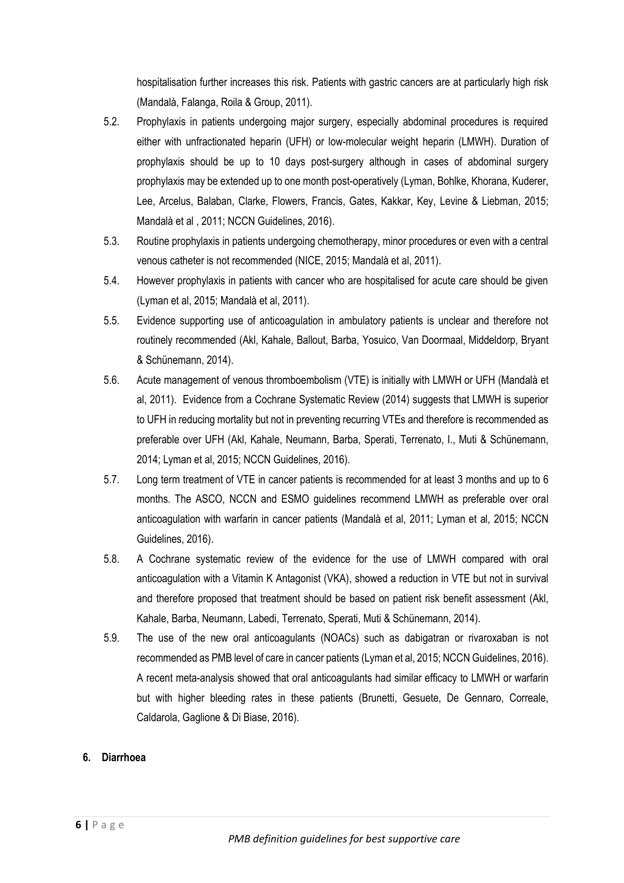hospitalisation further increases this risk. Patients with gastric cancers are at particularly high risk (Mandalà, Falanga, Roila & Group, 2011).

5.2. Prophylaxis in patients undergoing major surgery, especially abdominal procedures is required either with unfractionated heparin (UFH) or low-molecular weight heparin (LMWH). Duration of prophylaxis should be up to 10 days post-surgery although in cases of abdominal surgery prophylaxis may be extended up to one month post-operatively (Lyman, Bohlke, Khorana, Kuderer, Lee, Arcelus, Balaban, Clarke, Flowers, Francis, Gates, Kakkar, Key, Levine & Liebman, 2015; Mandalà et al , 2011; NCCN Guidelines, 2016).

5.3. Routine prophylaxis in patients undergoing chemotherapy, minor procedures or even with a central venous catheter is not recommended (NICE, 2015; Mandalà et al, 2011).

5.4. However prophylaxis in patients with cancer who are hospitalised for acute care should be given (Lyman et al, 2015; Mandalà et al, 2011).

5.5. Evidence supporting use of anticoagulation in ambulatory patients is unclear and therefore not routinely recommended (Akl, Kahale, Ballout, Barba, Yosuico, Van Doormaal, Middeldorp, Bryant & Schünemann, 2014).

5.6. Acute management of venous thromboembolism (VTE) is initially with LMWH or UFH (Mandalà et al, 2011). Evidence from a Cochrane Systematic Review (2014) suggests that LMWH is superior to UFH in reducing mortality but not in preventing recurring VTEs and therefore is recommended as preferable over UFH (Akl, Kahale, Neumann, Barba, Sperati, Terrenato, I., Muti & Schünemann, 2014; Lyman et al, 2015; NCCN Guidelines, 2016).

5.7. Long term treatment of VTE in cancer patients is recommended for at least 3 months and up to 6 months. The ASCO, NCCN and ESMO guidelines recommend LMWH as preferable over oral anticoagulation with warfarin in cancer patients (Mandalà et al, 2011; Lyman et al, 2015; NCCN Guidelines, 2016).

5.8. A Cochrane systematic review of the evidence for the use of LMWH compared with oral anticoagulation with a Vitamin K Antagonist (VKA), showed a reduction in VTE but not in survival and therefore proposed that treatment should be based on patient risk benefit assessment (Akl, Kahale, Barba, Neumann, Labedi, Terrenato, Sperati, Muti & Schünemann, 2014).

5.9. The use of the new oral anticoagulants (NOACs) such as dabigatran or rivaroxaban is not recommended as PMB level of care in cancer patients (Lyman et al, 2015; NCCN Guidelines, 2016). A recent meta-analysis showed that oral anticoagulants had similar efficacy to LMWH or warfarin but with higher bleeding rates in these patients (Brunetti, Gesuete, De Gennaro, Correale, Caldarola, Gaglione & Di Biase, 2016).

## 6. Diarrhoea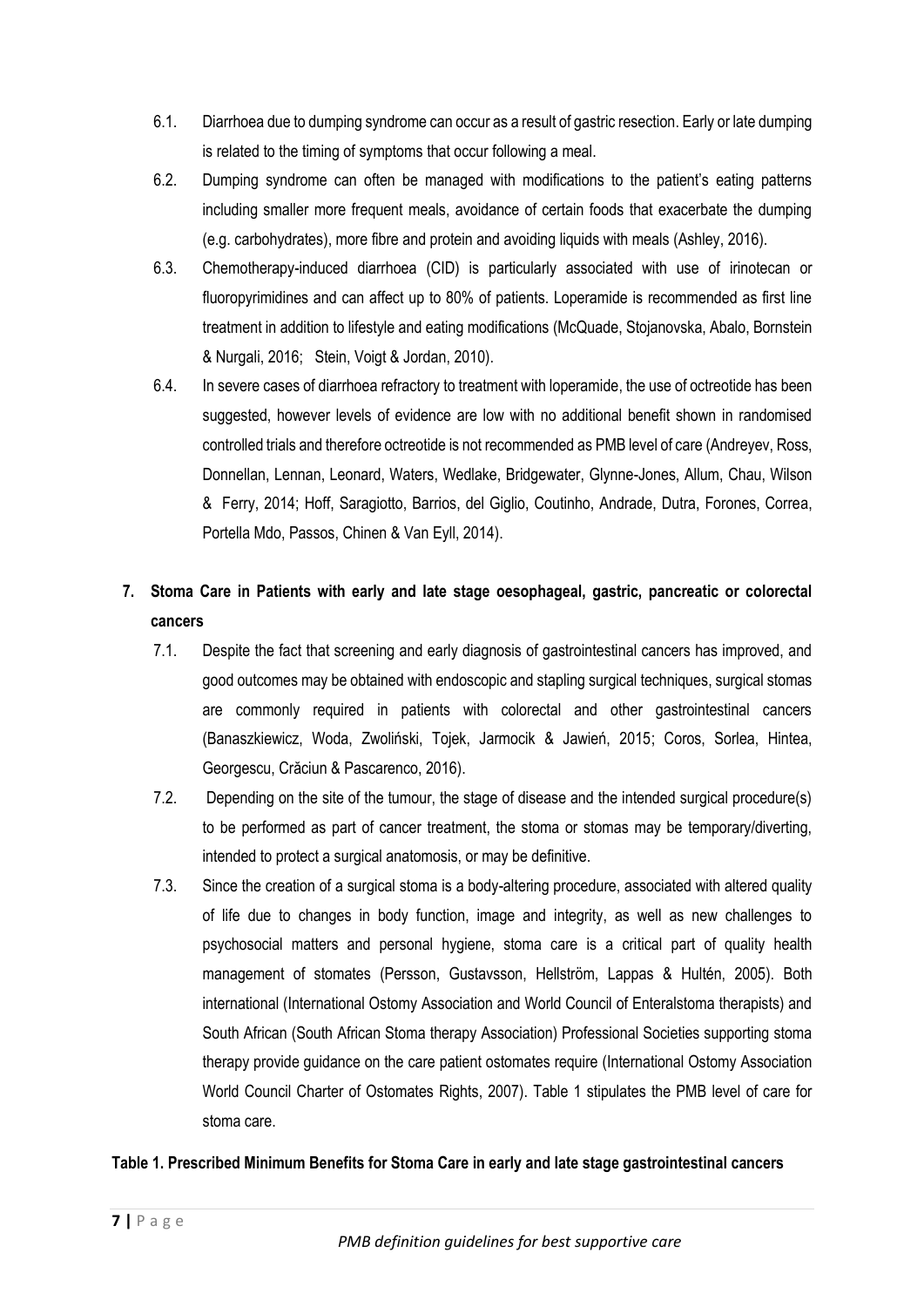6.1. Diarrhoea due to dumping syndrome can occur as a result of gastric resection. Early or late dumping is related to the timing of symptoms that occur following a meal.

6.2. Dumping syndrome can often be managed with modifications to the patient's eating patterns including smaller more frequent meals, avoidance of certain foods that exacerbate the dumping (e.g. carbohydrates), more fibre and protein and avoiding liquids with meals (Ashley, 2016).

6.3. Chemotherapy-induced diarrhoea (CID) is particularly associated with use of irinotecan or fluoropyrimidines and can affect up to 80% of patients. Loperamide is recommended as first line treatment in addition to lifestyle and eating modifications (McQuade, Stojanovska, Abalo, Bornstein & Nurgali, 2016; Stein, Voigt & Jordan, 2010).

6.4. In severe cases of diarrhoea refractory to treatment with loperamide, the use of octreotide has been suggested, however levels of evidence are low with no additional benefit shown in randomised controlled trials and therefore octreotide is not recommended as PMB level of care (Andreyev, Ross, Donnellan, Lennan, Leonard, Waters, Wedlake, Bridgewater, Glynne-Jones, Allum, Chau, Wilson & Ferry, 2014; Hoff, Saragiotto, Barrios, del Giglio, Coutinho, Andrade, Dutra, Forones, Correa, Portella Mdo, Passos, Chinen & Van Eyll, 2014).

## 7. Stoma Care in Patients with early and late stage oesophageal, gastric, pancreatic or colorectal cancers

7.1. Despite the fact that screening and early diagnosis of gastrointestinal cancers has improved, and good outcomes may be obtained with endoscopic and stapling surgical techniques, surgical stomas are commonly required in patients with colorectal and other gastrointestinal cancers (Banaszkiewicz, Woda, Zwoliński, Tojek, Jarmocik & Jawień, 2015; Coros, Sorlea, Hintea, Georgescu, Crăciun & Pascarenco, 2016).

7.2. Depending on the site of the tumour, the stage of disease and the intended surgical procedure(s) to be performed as part of cancer treatment, the stoma or stomas may be temporary/diverting, intended to protect a surgical anatomosis, or may be definitive.

7.3. Since the creation of a surgical stoma is a body-altering procedure, associated with altered quality of life due to changes in body function, image and integrity, as well as new challenges to psychosocial matters and personal hygiene, stoma care is a critical part of quality health management of stomates (Persson, Gustavsson, Hellström, Lappas & Hultén, 2005). Both international (International Ostomy Association and World Council of Enteralstoma therapists) and South African (South African Stoma therapy Association) Professional Societies supporting stoma therapy provide guidance on the care patient ostomates require (International Ostomy Association World Council Charter of Ostomates Rights, 2007). Table 1 stipulates the PMB level of care for stoma care.

**Table 1. Prescribed Minimum Benefits for Stoma Care in early and late stage gastrointestinal cancers**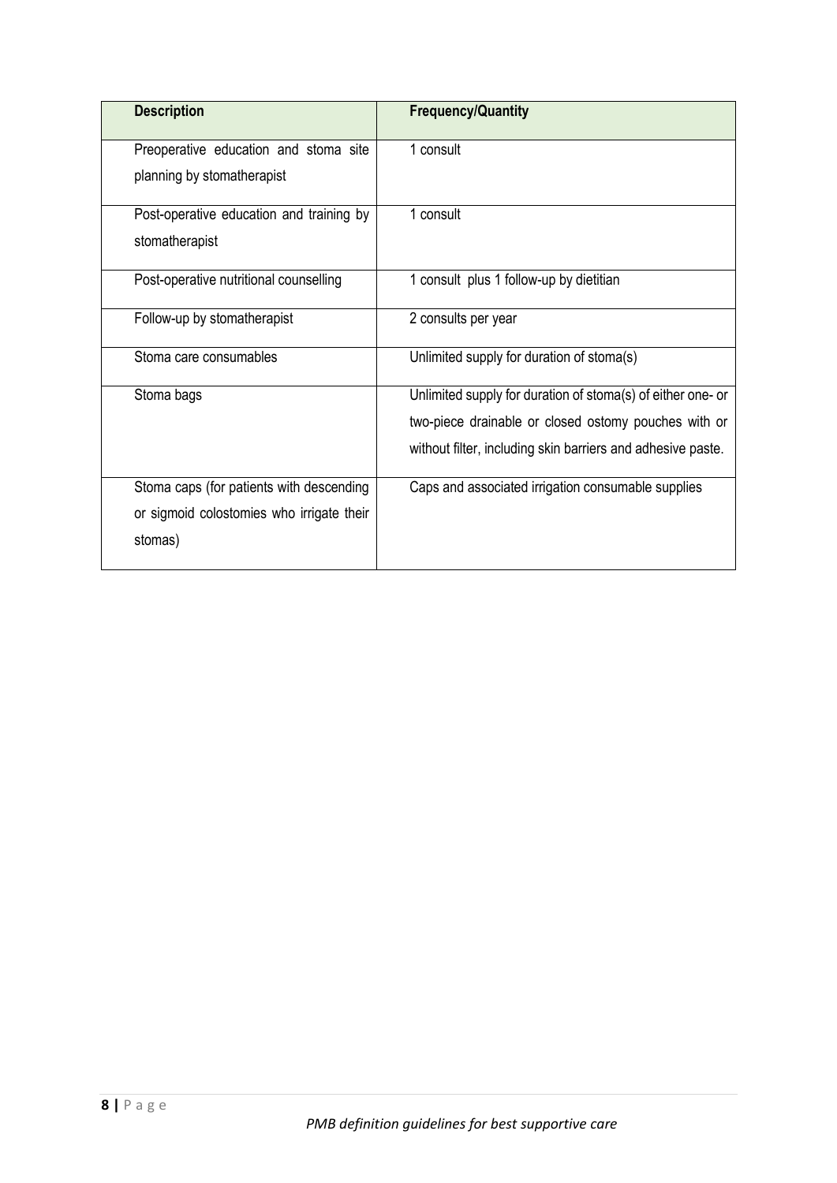| Description | Frequency/Quantity |
|---|---|
| Preoperative education and stoma site planning by stomatherapist | 1 consult |
| Post-operative education and training by stomatherapist | 1 consult |
| Post-operative nutritional counselling | 1 consult plus 1 follow-up by dietitian |
| Follow-up by stomatherapist | 2 consults per year |
| Stoma care consumables | Unlimited supply for duration of stoma(s) |
| Stoma bags | Unlimited supply for duration of stoma(s) of either one- or two-piece drainable or closed ostomy pouches with or without filter, including skin barriers and adhesive paste. |
| Stoma caps (for patients with descending or sigmoid colostomies who irrigate their stomas) | Caps and associated irrigation consumable supplies |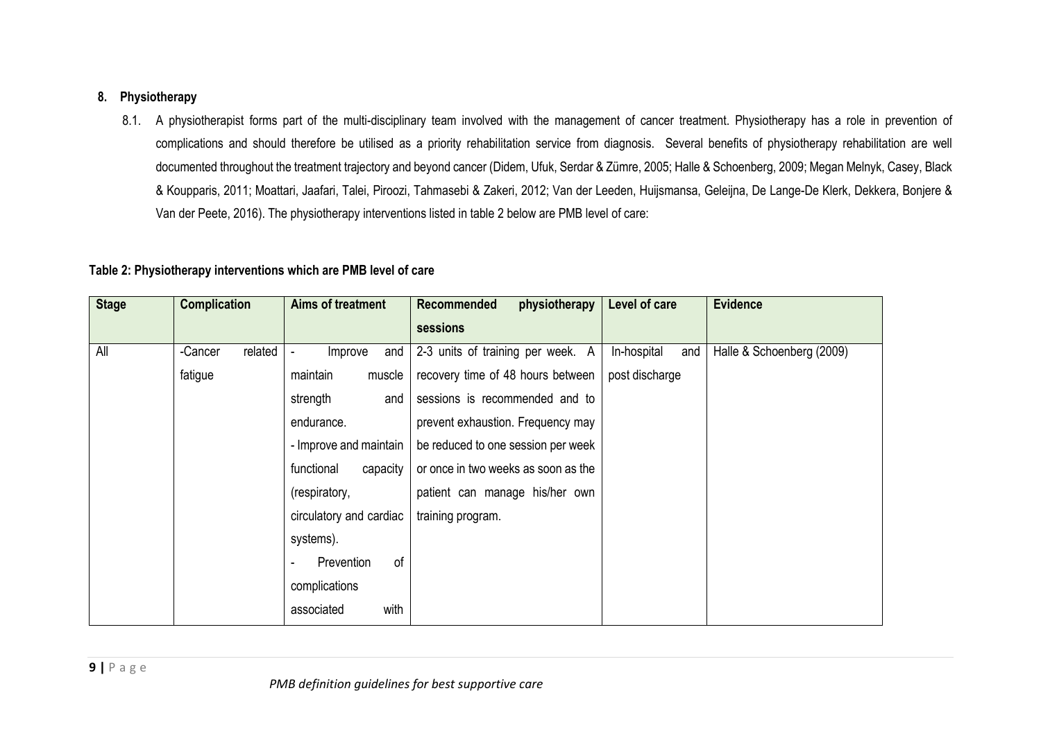## 8. Physiotherapy

8.1. A physiotherapist forms part of the multi-disciplinary team involved with the management of cancer treatment. Physiotherapy has a role in prevention of complications and should therefore be utilised as a priority rehabilitation service from diagnosis. Several benefits of physiotherapy rehabilitation are well documented throughout the treatment trajectory and beyond cancer (Didem, Ufuk, Serdar & Zümre, 2005; Halle & Schoenberg, 2009; Megan Melnyk, Casey, Black & Koupparis, 2011; Moattari, Jaafari, Talei, Piroozi, Tahmasebi & Zakeri, 2012; Van der Leeden, Huijsmansa, Geleijna, De Lange-De Klerk, Dekkera, Bonjere & Van der Peete, 2016). The physiotherapy interventions listed in table 2 below are PMB level of care:

**Table 2: Physiotherapy interventions which are PMB level of care**

| Stage | Complication | Aims of treatment | Recommended physiotherapy sessions | Level of care | Evidence |
|---|---|---|---|---|---|
| All | -Cancer related fatigue | - Improve and maintain muscle strength and endurance.<br>- Improve and maintain functional capacity (respiratory, circulatory and cardiac systems).<br>- Prevention of complications associated with | 2-3 units of training per week. A recovery time of 48 hours between sessions is recommended and to prevent exhaustion. Frequency may be reduced to one session per week or once in two weeks as soon as the patient can manage his/her own training program. | In-hospital and post discharge | Halle & Schoenberg (2009) |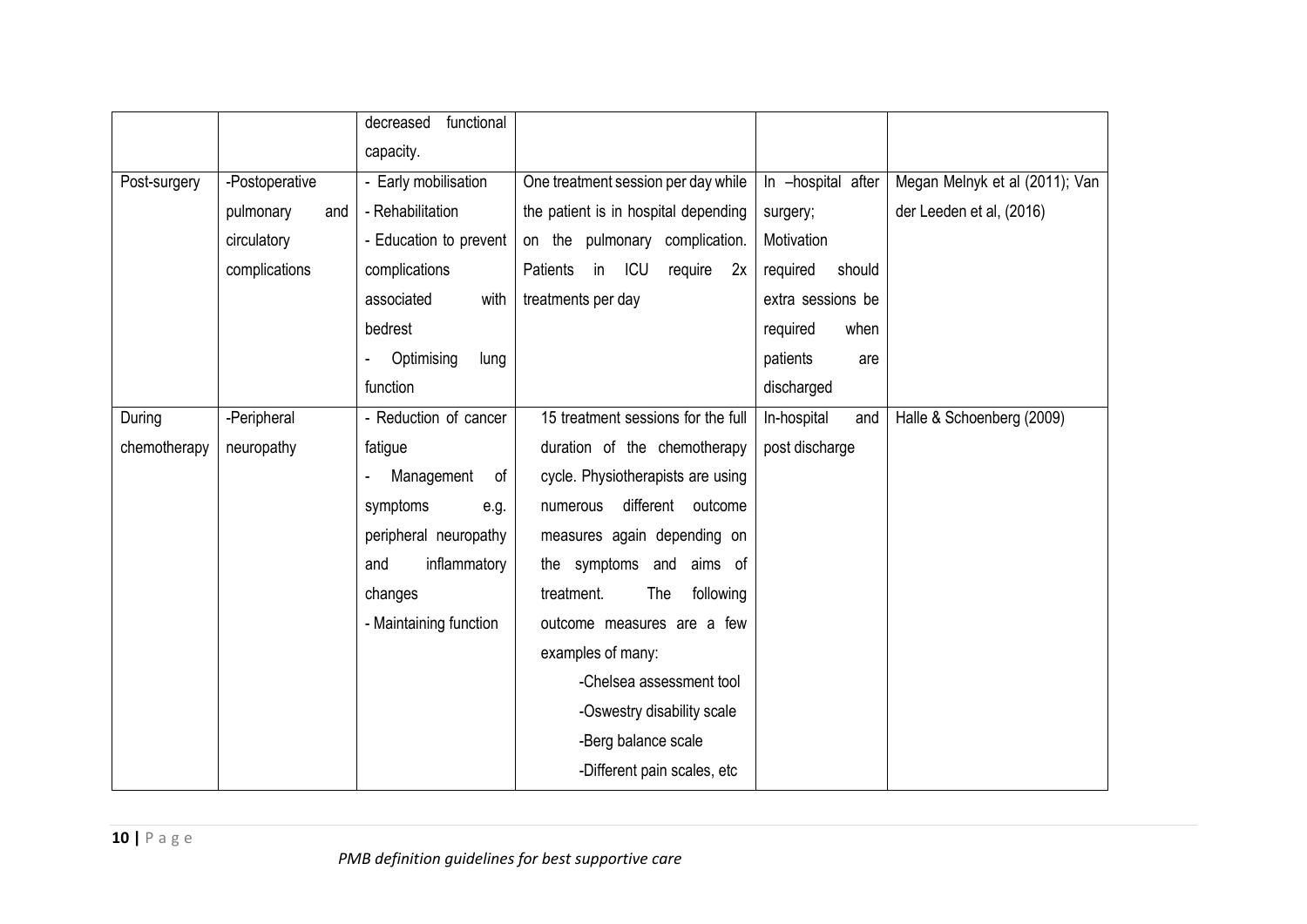| | | decreased functional capacity. | | | |
|---|---|---|---|---|---|
| Post-surgery | -Postoperative pulmonary and circulatory complications | - Early mobilisation<br>- Rehabilitation<br>- Education to prevent complications associated with bedrest<br>- Optimising lung function | One treatment session per day while the patient is in hospital depending on the pulmonary complication. Patients in ICU require 2x treatments per day | In –hospital after surgery; Motivation required should extra sessions be required when patients are discharged | Megan Melnyk et al (2011); Van der Leeden et al, (2016) |
| During chemotherapy | -Peripheral neuropathy | - Reduction of cancer fatigue<br>- Management of symptoms e.g. peripheral neuropathy and inflammatory changes<br>- Maintaining function | 15 treatment sessions for the full duration of the chemotherapy cycle. Physiotherapists are using numerous different outcome measures again depending on the symptoms and aims of treatment. The following outcome measures are a few examples of many:<br>-Chelsea assessment tool<br>-Oswestry disability scale<br>-Berg balance scale<br>-Different pain scales, etc | In-hospital and post discharge | Halle & Schoenberg (2009) |

*PMB definition guidelines for best supportive care*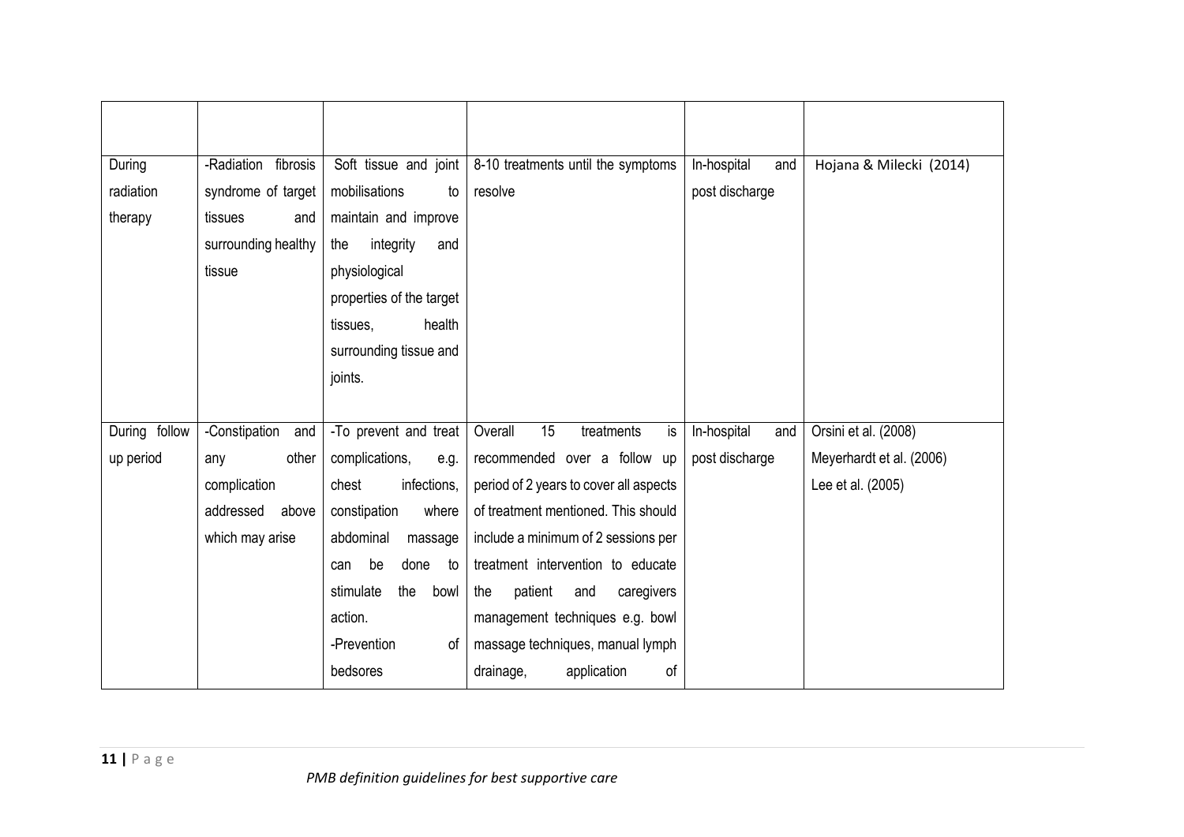| | | | | | |
|---|---|---|---|---|---|
| During radiation therapy | -Radiation fibrosis syndrome of target tissues and surrounding healthy tissue | Soft tissue and joint mobilisations to maintain and improve the integrity and physiological properties of the target tissues, health surrounding tissue and joints. | 8-10 treatments until the symptoms resolve | In-hospital and post discharge | Hojana & Milecki (2014) |
| During follow up period | -Constipation and any other complication addressed above which may arise | -To prevent and treat complications, e.g. chest infections, constipation where abdominal massage can be done to stimulate the bowl action.<br>-Prevention of bedsores | Overall 15 treatments is recommended over a follow up period of 2 years to cover all aspects of treatment mentioned. This should include a minimum of 2 sessions per treatment intervention to educate the patient and caregivers management techniques e.g. bowl massage techniques, manual lymph drainage, application of | In-hospital and post discharge | Orsini et al. (2008)<br>Meyerhardt et al. (2006)<br>Lee et al. (2005) |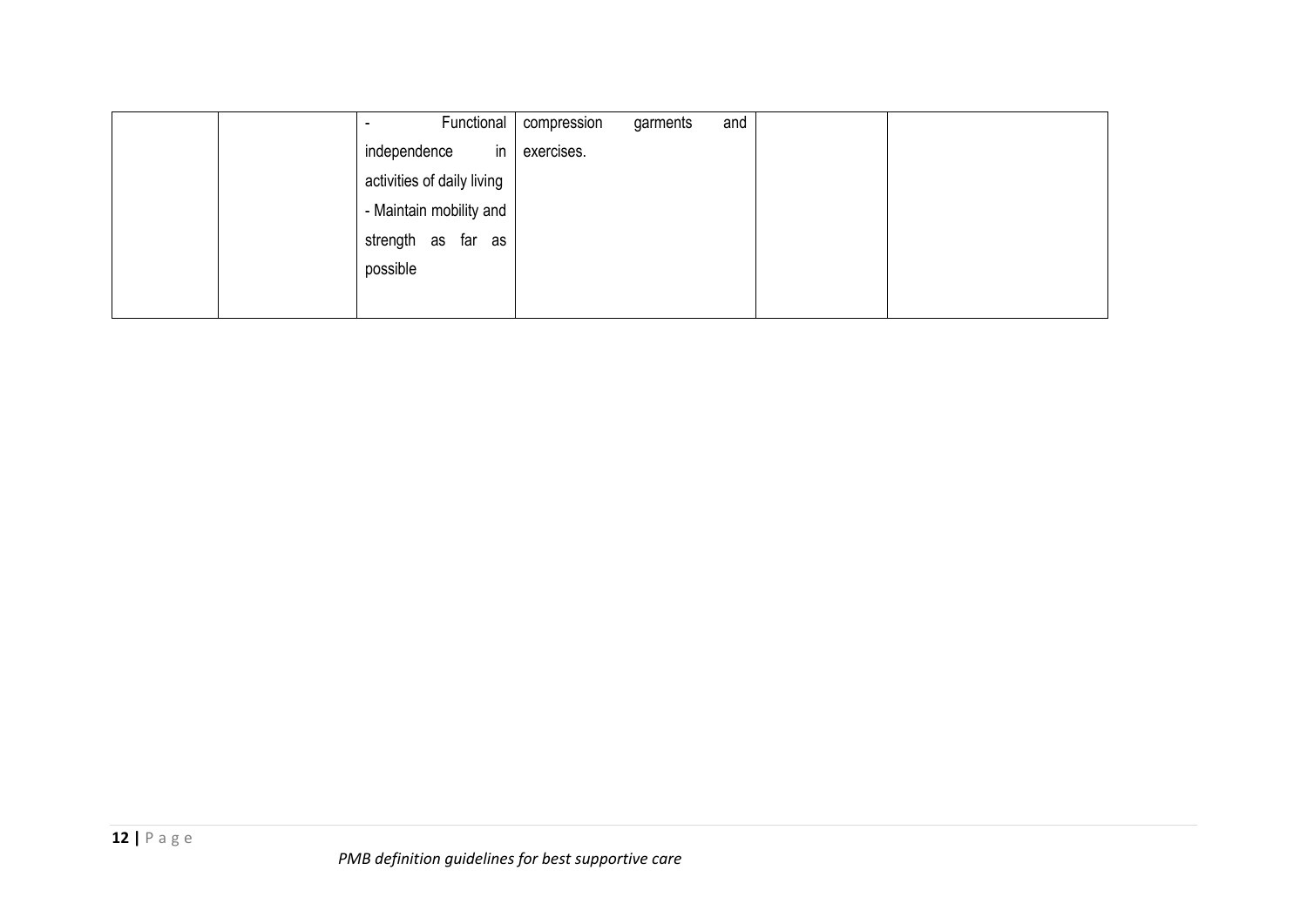| | | | | | |
|---|---|---|---|---|---|
| | | - Functional independence in activities of daily living<br>- Maintain mobility and strength as far as possible | compression garments and exercises. | | |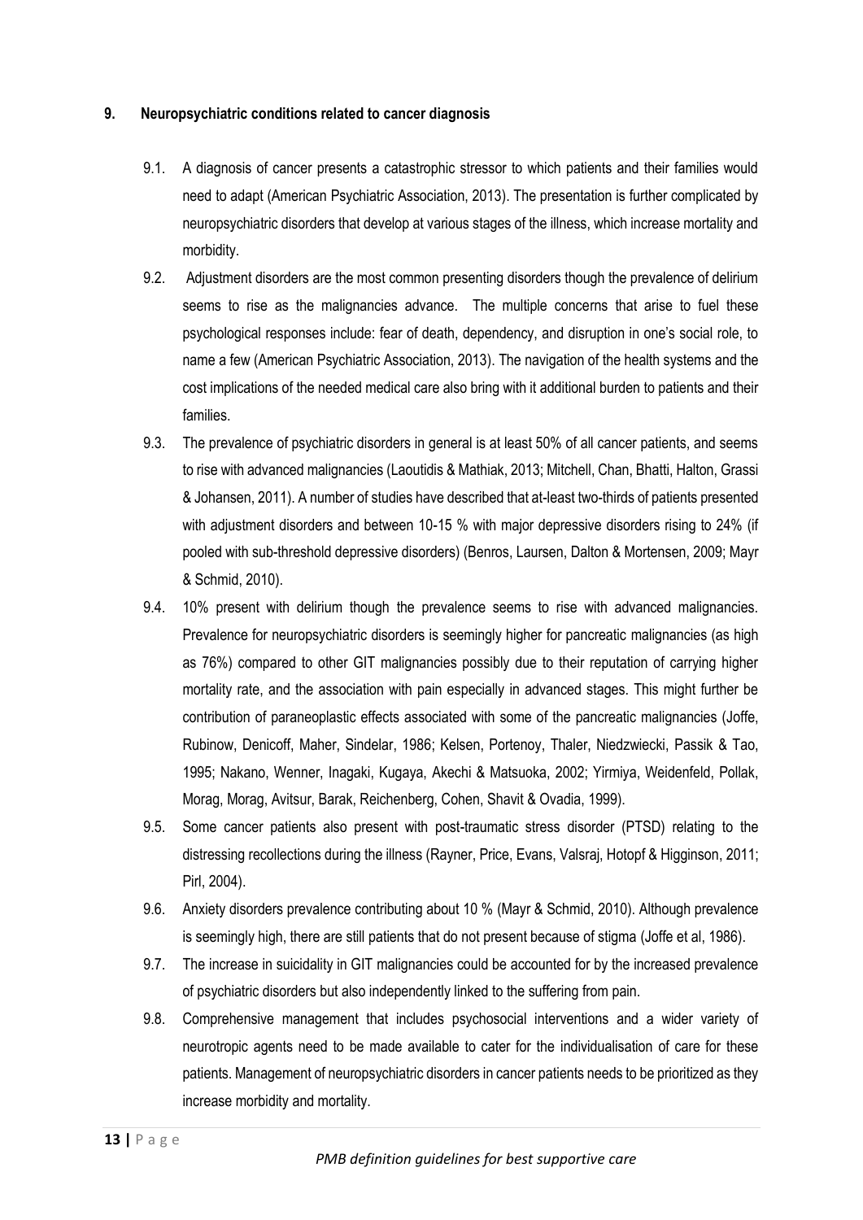## 9. Neuropsychiatric conditions related to cancer diagnosis

9.1. A diagnosis of cancer presents a catastrophic stressor to which patients and their families would need to adapt (American Psychiatric Association, 2013). The presentation is further complicated by neuropsychiatric disorders that develop at various stages of the illness, which increase mortality and morbidity.

9.2. Adjustment disorders are the most common presenting disorders though the prevalence of delirium seems to rise as the malignancies advance. The multiple concerns that arise to fuel these psychological responses include: fear of death, dependency, and disruption in one's social role, to name a few (American Psychiatric Association, 2013). The navigation of the health systems and the cost implications of the needed medical care also bring with it additional burden to patients and their families.

9.3. The prevalence of psychiatric disorders in general is at least 50% of all cancer patients, and seems to rise with advanced malignancies (Laoutidis & Mathiak, 2013; Mitchell, Chan, Bhatti, Halton, Grassi & Johansen, 2011). A number of studies have described that at-least two-thirds of patients presented with adjustment disorders and between 10-15 % with major depressive disorders rising to 24% (if pooled with sub-threshold depressive disorders) (Benros, Laursen, Dalton & Mortensen, 2009; Mayr & Schmid, 2010).

9.4. 10% present with delirium though the prevalence seems to rise with advanced malignancies. Prevalence for neuropsychiatric disorders is seemingly higher for pancreatic malignancies (as high as 76%) compared to other GIT malignancies possibly due to their reputation of carrying higher mortality rate, and the association with pain especially in advanced stages. This might further be contribution of paraneoplastic effects associated with some of the pancreatic malignancies (Joffe, Rubinow, Denicoff, Maher, Sindelar, 1986; Kelsen, Portenoy, Thaler, Niedzwiecki, Passik & Tao, 1995; Nakano, Wenner, Inagaki, Kugaya, Akechi & Matsuoka, 2002; Yirmiya, Weidenfeld, Pollak, Morag, Morag, Avitsur, Barak, Reichenberg, Cohen, Shavit & Ovadia, 1999).

9.5. Some cancer patients also present with post-traumatic stress disorder (PTSD) relating to the distressing recollections during the illness (Rayner, Price, Evans, Valsraj, Hotopf & Higginson, 2011; Pirl, 2004).

9.6. Anxiety disorders prevalence contributing about 10 % (Mayr & Schmid, 2010). Although prevalence is seemingly high, there are still patients that do not present because of stigma (Joffe et al, 1986).

9.7. The increase in suicidality in GIT malignancies could be accounted for by the increased prevalence of psychiatric disorders but also independently linked to the suffering from pain.

9.8. Comprehensive management that includes psychosocial interventions and a wider variety of neurotropic agents need to be made available to cater for the individualisation of care for these patients. Management of neuropsychiatric disorders in cancer patients needs to be prioritized as they increase morbidity and mortality.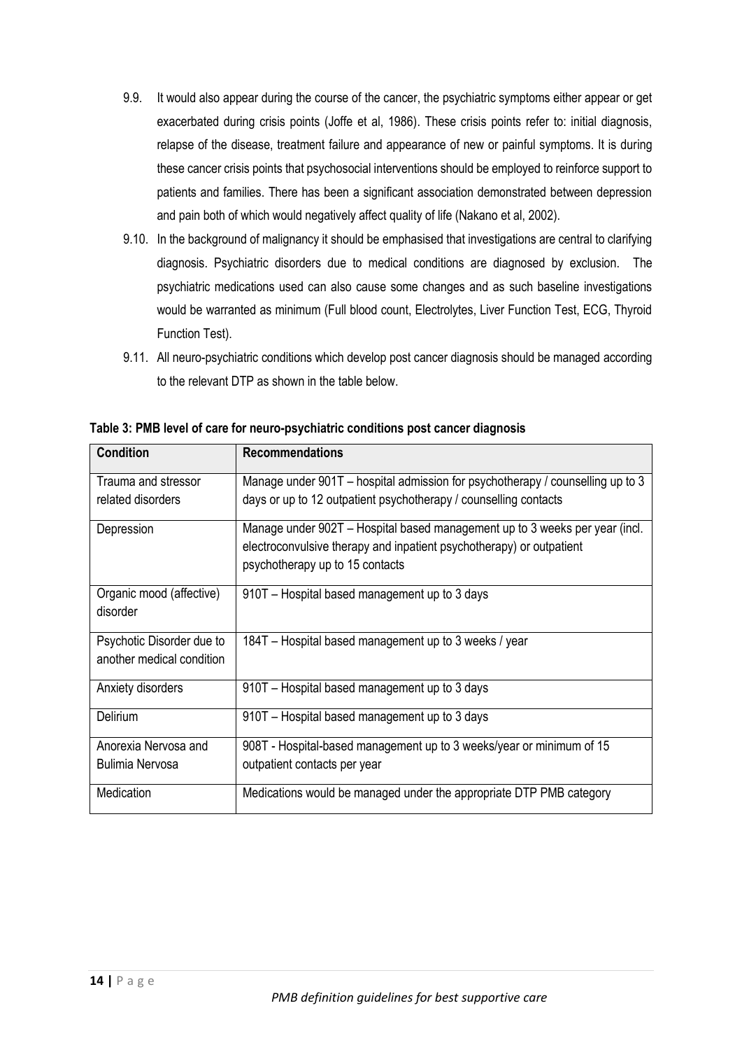9.9. It would also appear during the course of the cancer, the psychiatric symptoms either appear or get exacerbated during crisis points (Joffe et al, 1986). These crisis points refer to: initial diagnosis, relapse of the disease, treatment failure and appearance of new or painful symptoms. It is during these cancer crisis points that psychosocial interventions should be employed to reinforce support to patients and families. There has been a significant association demonstrated between depression and pain both of which would negatively affect quality of life (Nakano et al, 2002).

9.10. In the background of malignancy it should be emphasised that investigations are central to clarifying diagnosis. Psychiatric disorders due to medical conditions are diagnosed by exclusion. The psychiatric medications used can also cause some changes and as such baseline investigations would be warranted as minimum (Full blood count, Electrolytes, Liver Function Test, ECG, Thyroid Function Test).

9.11. All neuro-psychiatric conditions which develop post cancer diagnosis should be managed according to the relevant DTP as shown in the table below.

**Table 3: PMB level of care for neuro-psychiatric conditions post cancer diagnosis**

| Condition | Recommendations |
|---|---|
| Trauma and stressor related disorders | Manage under 901T – hospital admission for psychotherapy / counselling up to 3 days or up to 12 outpatient psychotherapy / counselling contacts |
| Depression | Manage under 902T – Hospital based management up to 3 weeks per year (incl. electroconvulsive therapy and inpatient psychotherapy) or outpatient psychotherapy up to 15 contacts |
| Organic mood (affective) disorder | 910T – Hospital based management up to 3 days |
| Psychotic Disorder due to another medical condition | 184T – Hospital based management up to 3 weeks / year |
| Anxiety disorders | 910T – Hospital based management up to 3 days |
| Delirium | 910T – Hospital based management up to 3 days |
| Anorexia Nervosa and Bulimia Nervosa | 908T - Hospital-based management up to 3 weeks/year or minimum of 15 outpatient contacts per year |
| Medication | Medications would be managed under the appropriate DTP PMB category |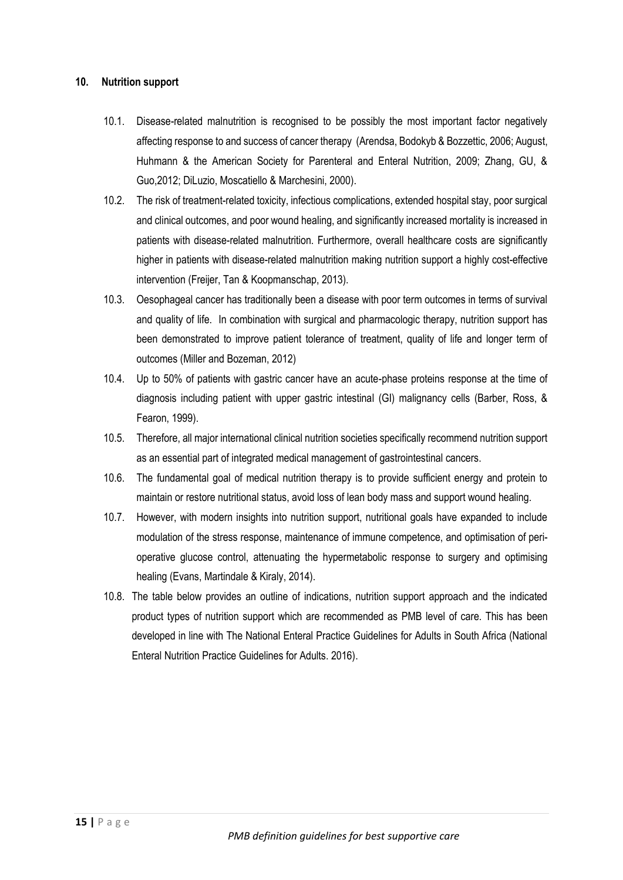## 10. Nutrition support

10.1. Disease-related malnutrition is recognised to be possibly the most important factor negatively affecting response to and success of cancer therapy (Arendsa, Bodokyb & Bozzettic, 2006; August, Huhmann & the American Society for Parenteral and Enteral Nutrition, 2009; Zhang, GU, & Guo,2012; DiLuzio, Moscatiello & Marchesini, 2000).

10.2. The risk of treatment-related toxicity, infectious complications, extended hospital stay, poor surgical and clinical outcomes, and poor wound healing, and significantly increased mortality is increased in patients with disease-related malnutrition. Furthermore, overall healthcare costs are significantly higher in patients with disease-related malnutrition making nutrition support a highly cost-effective intervention (Freijer, Tan & Koopmanschap, 2013).

10.3. Oesophageal cancer has traditionally been a disease with poor term outcomes in terms of survival and quality of life. In combination with surgical and pharmacologic therapy, nutrition support has been demonstrated to improve patient tolerance of treatment, quality of life and longer term of outcomes (Miller and Bozeman, 2012)

10.4. Up to 50% of patients with gastric cancer have an acute-phase proteins response at the time of diagnosis including patient with upper gastric intestinal (GI) malignancy cells (Barber, Ross, & Fearon, 1999).

10.5. Therefore, all major international clinical nutrition societies specifically recommend nutrition support as an essential part of integrated medical management of gastrointestinal cancers.

10.6. The fundamental goal of medical nutrition therapy is to provide sufficient energy and protein to maintain or restore nutritional status, avoid loss of lean body mass and support wound healing.

10.7. However, with modern insights into nutrition support, nutritional goals have expanded to include modulation of the stress response, maintenance of immune competence, and optimisation of peri-operative glucose control, attenuating the hypermetabolic response to surgery and optimising healing (Evans, Martindale & Kiraly, 2014).

10.8. The table below provides an outline of indications, nutrition support approach and the indicated product types of nutrition support which are recommended as PMB level of care. This has been developed in line with The National Enteral Practice Guidelines for Adults in South Africa (National Enteral Nutrition Practice Guidelines for Adults. 2016).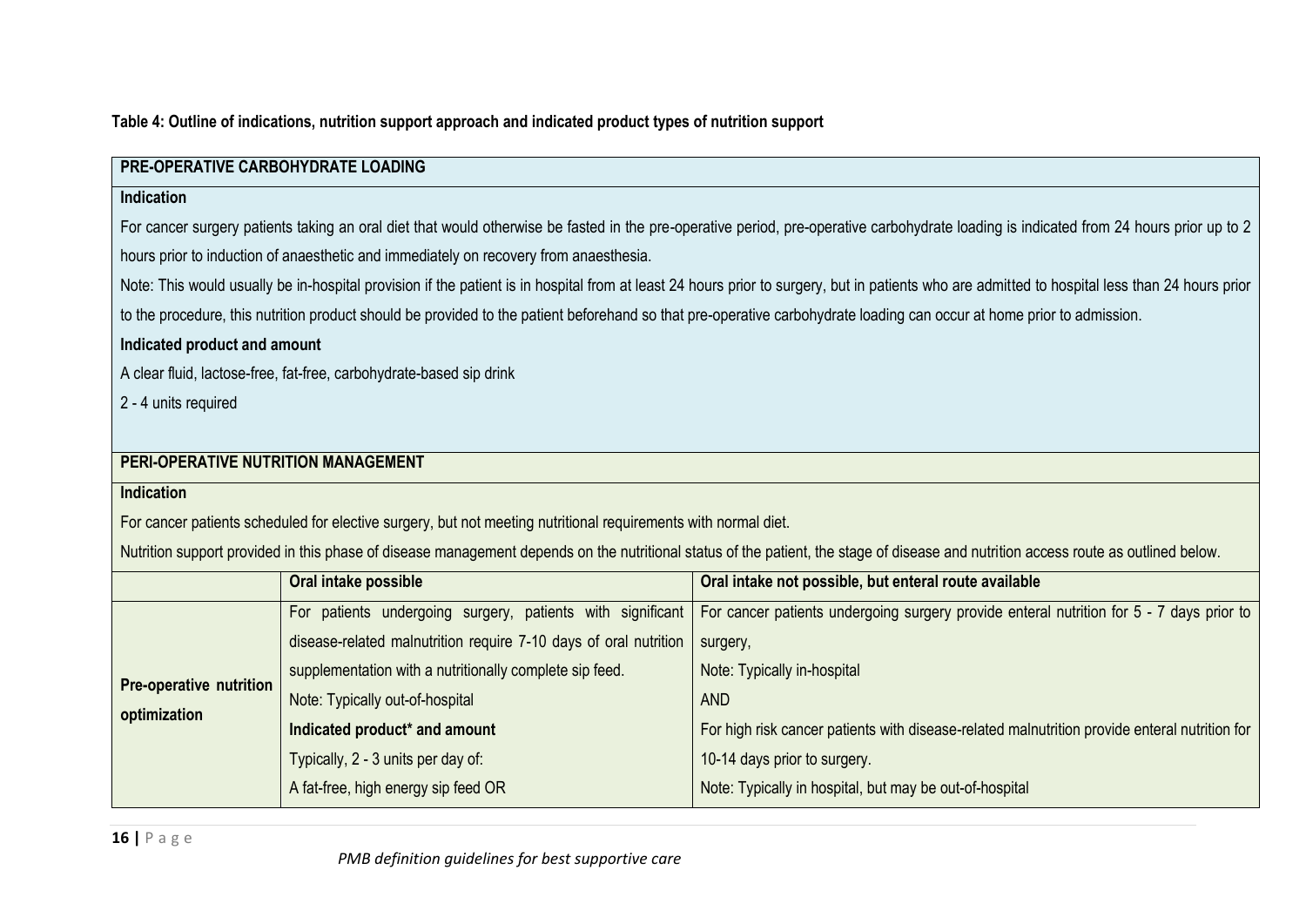**Table 4: Outline of indications, nutrition support approach and indicated product types of nutrition support**

**PRE-OPERATIVE CARBOHYDRATE LOADING**

**Indication**

For cancer surgery patients taking an oral diet that would otherwise be fasted in the pre-operative period, pre-operative carbohydrate loading is indicated from 24 hours prior up to 2 hours prior to induction of anaesthetic and immediately on recovery from anaesthesia.

Note: This would usually be in-hospital provision if the patient is in hospital from at least 24 hours prior to surgery, but in patients who are admitted to hospital less than 24 hours prior to the procedure, this nutrition product should be provided to the patient beforehand so that pre-operative carbohydrate loading can occur at home prior to admission.

**Indicated product and amount**

A clear fluid, lactose-free, fat-free, carbohydrate-based sip drink

2 - 4 units required

**PERI-OPERATIVE NUTRITION MANAGEMENT**

**Indication**

For cancer patients scheduled for elective surgery, but not meeting nutritional requirements with normal diet.

Nutrition support provided in this phase of disease management depends on the nutritional status of the patient, the stage of disease and nutrition access route as outlined below.

| | **Oral intake possible** | **Oral intake not possible, but enteral route available** |
|---|---|---|
| **Pre-operative nutrition optimization** | For patients undergoing surgery, patients with significant disease-related malnutrition require 7-10 days of oral nutrition supplementation with a nutritionally complete sip feed.<br>Note: Typically out-of-hospital<br>**Indicated product* and amount**<br>Typically, 2 - 3 units per day of:<br>A fat-free, high energy sip feed OR | For cancer patients undergoing surgery provide enteral nutrition for 5 - 7 days prior to surgery,<br>Note: Typically in-hospital<br>AND<br>For high risk cancer patients with disease-related malnutrition provide enteral nutrition for 10-14 days prior to surgery.<br>Note: Typically in hospital, but may be out-of-hospital |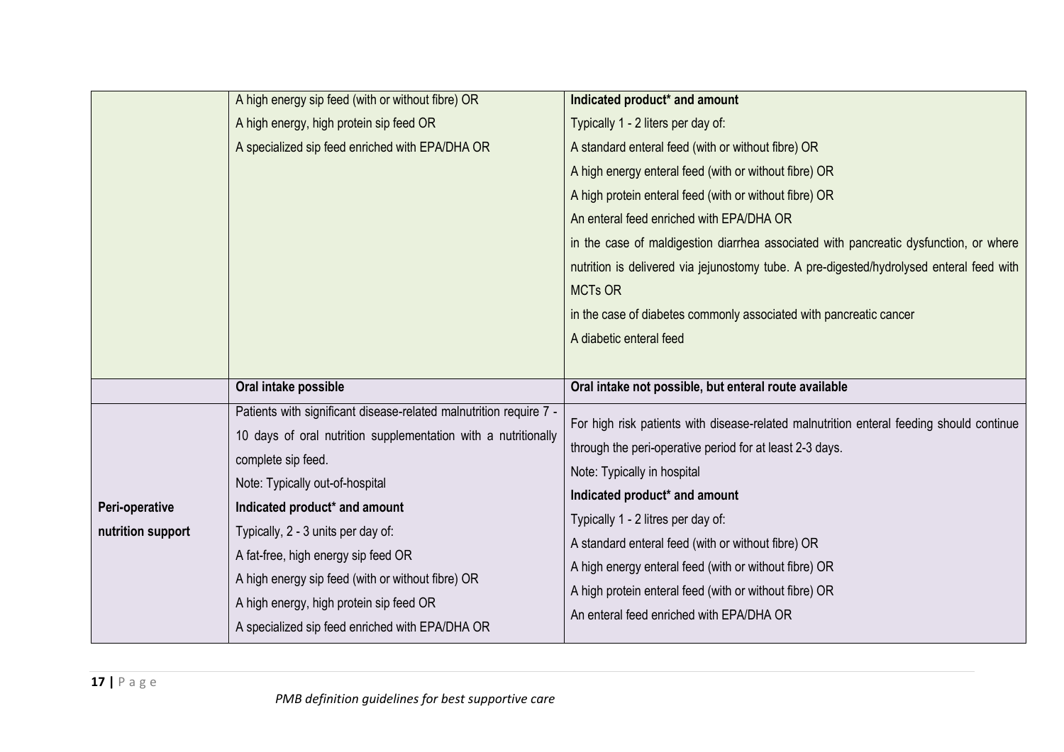| | | |
|---|---|---|
| | A high energy sip feed (with or without fibre) OR<br>A high energy, high protein sip feed OR<br>A specialized sip feed enriched with EPA/DHA OR | **Indicated product* and amount**<br>Typically 1 - 2 liters per day of:<br>A standard enteral feed (with or without fibre) OR<br>A high energy enteral feed (with or without fibre) OR<br>A high protein enteral feed (with or without fibre) OR<br>An enteral feed enriched with EPA/DHA OR<br>in the case of maldigestion diarrhea associated with pancreatic dysfunction, or where nutrition is delivered via jejunostomy tube. A pre-digested/hydrolysed enteral feed with MCTs OR<br>in the case of diabetes commonly associated with pancreatic cancer<br>A diabetic enteral feed |
| | **Oral intake possible** | **Oral intake not possible, but enteral route available** |
| **Peri-operative nutrition support** | Patients with significant disease-related malnutrition require 7 - 10 days of oral nutrition supplementation with a nutritionally complete sip feed.<br>Note: Typically out-of-hospital<br>**Indicated product* and amount**<br>Typically, 2 - 3 units per day of:<br>A fat-free, high energy sip feed OR<br>A high energy sip feed (with or without fibre) OR<br>A high energy, high protein sip feed OR<br>A specialized sip feed enriched with EPA/DHA OR | For high risk patients with disease-related malnutrition enteral feeding should continue through the peri-operative period for at least 2-3 days.<br>Note: Typically in hospital<br>**Indicated product* and amount**<br>Typically 1 - 2 litres per day of:<br>A standard enteral feed (with or without fibre) OR<br>A high energy enteral feed (with or without fibre) OR<br>A high protein enteral feed (with or without fibre) OR<br>An enteral feed enriched with EPA/DHA OR |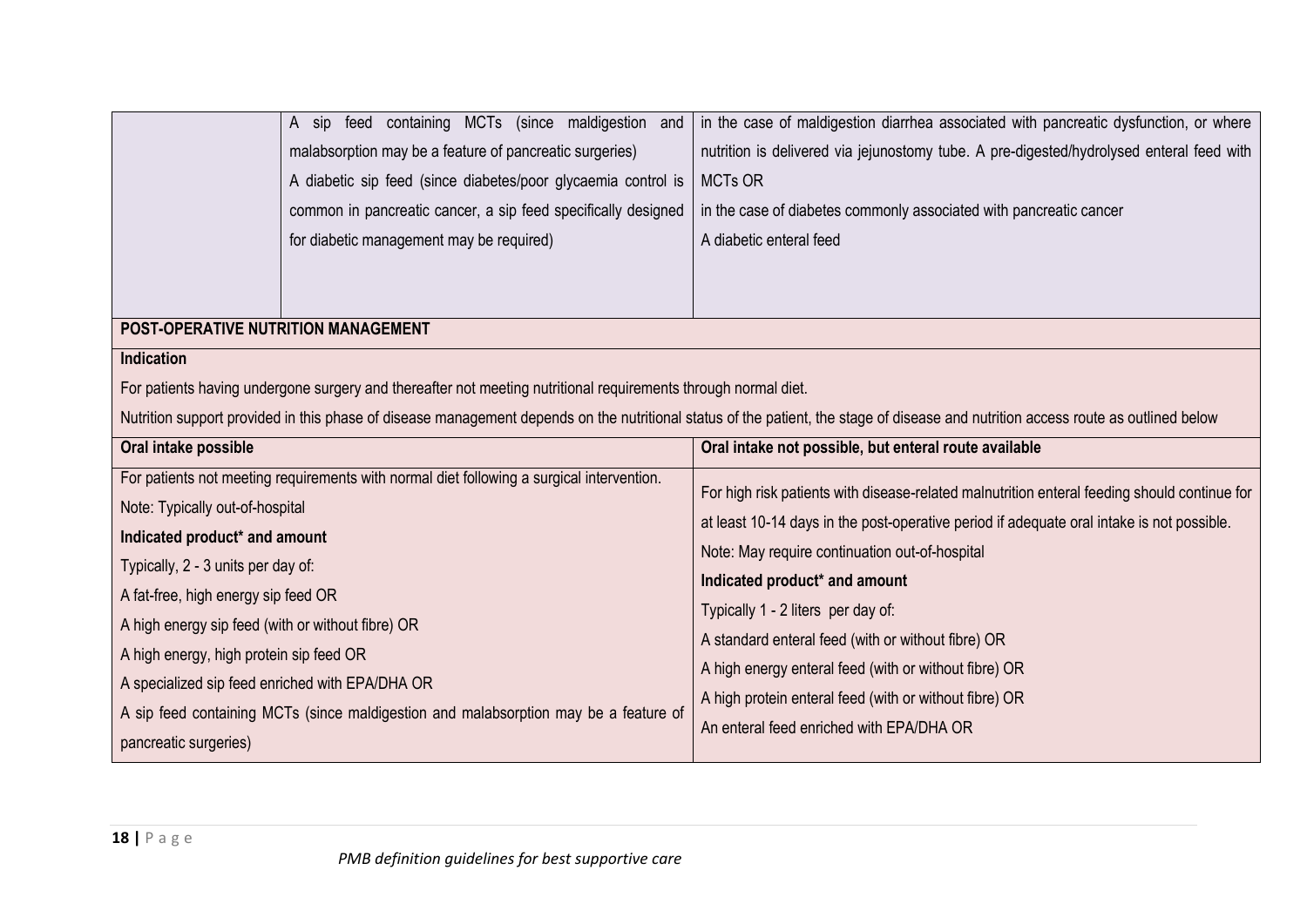| | | |
|---|---|---|
| | A sip feed containing MCTs (since maldigestion and malabsorption may be a feature of pancreatic surgeries)<br>A diabetic sip feed (since diabetes/poor glycaemia control is common in pancreatic cancer, a sip feed specifically designed for diabetic management may be required) | in the case of maldigestion diarrhea associated with pancreatic dysfunction, or where nutrition is delivered via jejunostomy tube. A pre-digested/hydrolysed enteral feed with MCTs OR<br>in the case of diabetes commonly associated with pancreatic cancer<br>A diabetic enteral feed |

| **POST-OPERATIVE NUTRITION MANAGEMENT** | |
|---|---|
| **Indication**<br>For patients having undergone surgery and thereafter not meeting nutritional requirements through normal diet.<br>Nutrition support provided in this phase of disease management depends on the nutritional status of the patient, the stage of disease and nutrition access route as outlined below | |
| **Oral intake possible** | **Oral intake not possible, but enteral route available** |
| For patients not meeting requirements with normal diet following a surgical intervention.<br>Note: Typically out-of-hospital<br>**Indicated product\* and amount**<br>Typically, 2 - 3 units per day of:<br>A fat-free, high energy sip feed OR<br>A high energy sip feed (with or without fibre) OR<br>A high energy, high protein sip feed OR<br>A specialized sip feed enriched with EPA/DHA OR<br>A sip feed containing MCTs (since maldigestion and malabsorption may be a feature of pancreatic surgeries) | For high risk patients with disease-related malnutrition enteral feeding should continue for at least 10-14 days in the post-operative period if adequate oral intake is not possible.<br>Note: May require continuation out-of-hospital<br>**Indicated product\* and amount**<br>Typically 1 - 2 liters per day of:<br>A standard enteral feed (with or without fibre) OR<br>A high energy enteral feed (with or without fibre) OR<br>A high protein enteral feed (with or without fibre) OR<br>An enteral feed enriched with EPA/DHA OR |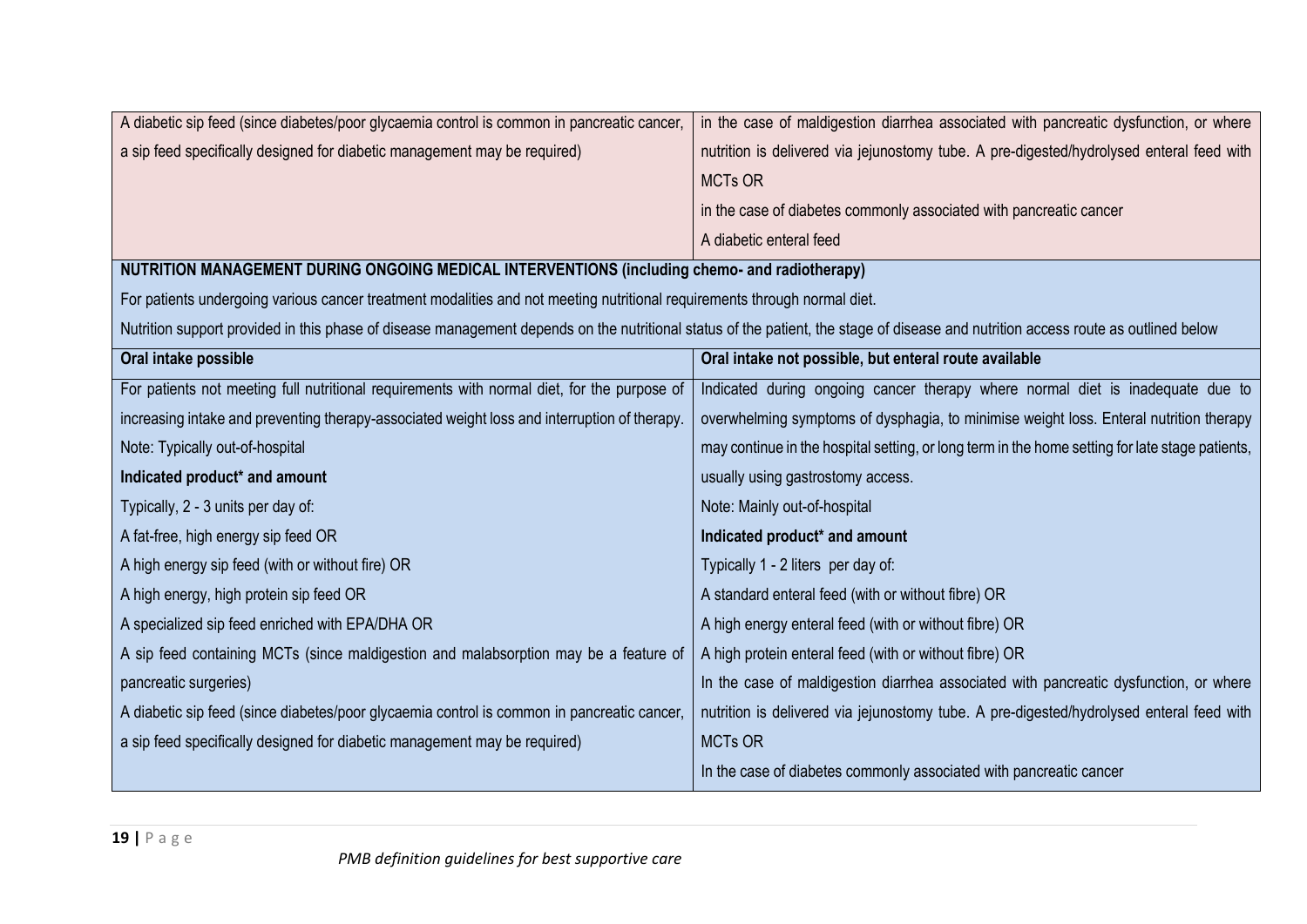| | |
|---|---|
| A diabetic sip feed (since diabetes/poor glycaemia control is common in pancreatic cancer, a sip feed specifically designed for diabetic management may be required) | in the case of maldigestion diarrhea associated with pancreatic dysfunction, or where nutrition is delivered via jejunostomy tube. A pre-digested/hydrolysed enteral feed with MCTs OR<br>in the case of diabetes commonly associated with pancreatic cancer<br>A diabetic enteral feed |

**NUTRITION MANAGEMENT DURING ONGOING MEDICAL INTERVENTIONS (including chemo- and radiotherapy)**

For patients undergoing various cancer treatment modalities and not meeting nutritional requirements through normal diet.

Nutrition support provided in this phase of disease management depends on the nutritional status of the patient, the stage of disease and nutrition access route as outlined below

| Oral intake possible | Oral intake not possible, but enteral route available |
|---|---|
| For patients not meeting full nutritional requirements with normal diet, for the purpose of increasing intake and preventing therapy-associated weight loss and interruption of therapy.<br>Note: Typically out-of-hospital<br>**Indicated product\* and amount**<br>Typically, 2 - 3 units per day of:<br>A fat-free, high energy sip feed OR<br>A high energy sip feed (with or without fire) OR<br>A high energy, high protein sip feed OR<br>A specialized sip feed enriched with EPA/DHA OR<br>A sip feed containing MCTs (since maldigestion and malabsorption may be a feature of pancreatic surgeries)<br>A diabetic sip feed (since diabetes/poor glycaemia control is common in pancreatic cancer, a sip feed specifically designed for diabetic management may be required) | Indicated during ongoing cancer therapy where normal diet is inadequate due to overwhelming symptoms of dysphagia, to minimise weight loss. Enteral nutrition therapy may continue in the hospital setting, or long term in the home setting for late stage patients, usually using gastrostomy access.<br>Note: Mainly out-of-hospital<br>**Indicated product\* and amount**<br>Typically 1 - 2 liters per day of:<br>A standard enteral feed (with or without fibre) OR<br>A high energy enteral feed (with or without fibre) OR<br>A high protein enteral feed (with or without fibre) OR<br>In the case of maldigestion diarrhea associated with pancreatic dysfunction, or where nutrition is delivered via jejunostomy tube. A pre-digested/hydrolysed enteral feed with MCTs OR<br>In the case of diabetes commonly associated with pancreatic cancer |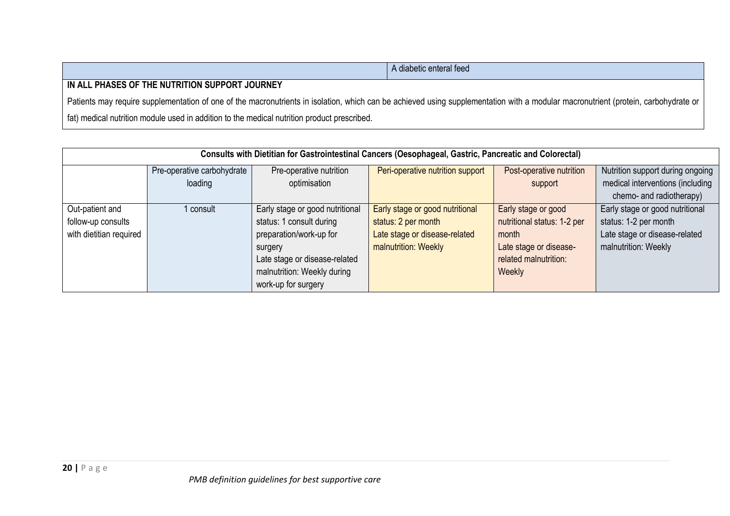| | A diabetic enteral feed |
|---|---|

**IN ALL PHASES OF THE NUTRITION SUPPORT JOURNEY**

Patients may require supplementation of one of the macronutrients in isolation, which can be achieved using supplementation with a modular macronutrient (protein, carbohydrate or fat) medical nutrition module used in addition to the medical nutrition product prescribed.

| Consults with Dietitian for Gastrointestinal Cancers (Oesophageal, Gastric, Pancreatic and Colorectal) | | | | | |
|---|---|---|---|---|---|
| | Pre-operative carbohydrate loading | Pre-operative nutrition optimisation | Peri-operative nutrition support | Post-operative nutrition support | Nutrition support during ongoing medical interventions (including chemo- and radiotherapy) |
| Out-patient and follow-up consults with dietitian required | 1 consult | Early stage or good nutritional status: 1 consult during preparation/work-up for surgery<br>Late stage or disease-related malnutrition: Weekly during work-up for surgery | Early stage or good nutritional status: 2 per month<br>Late stage or disease-related malnutrition: Weekly | Early stage or good nutritional status: 1-2 per month<br>Late stage or disease-related malnutrition: Weekly | Early stage or good nutritional status: 1-2 per month<br>Late stage or disease-related malnutrition: Weekly |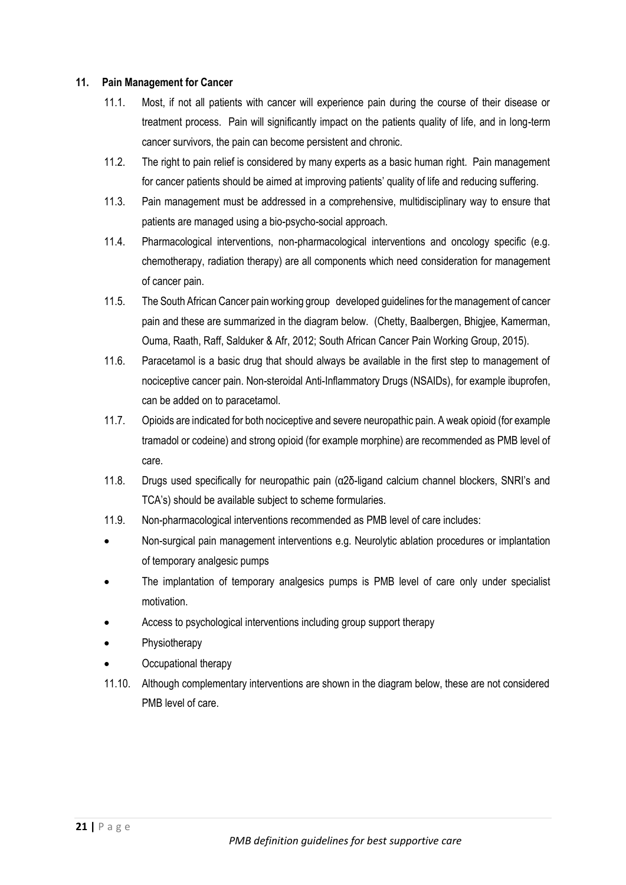## 11. Pain Management for Cancer

11.1. Most, if not all patients with cancer will experience pain during the course of their disease or treatment process. Pain will significantly impact on the patients quality of life, and in long-term cancer survivors, the pain can become persistent and chronic.

11.2. The right to pain relief is considered by many experts as a basic human right. Pain management for cancer patients should be aimed at improving patients' quality of life and reducing suffering.

11.3. Pain management must be addressed in a comprehensive, multidisciplinary way to ensure that patients are managed using a bio-psycho-social approach.

11.4. Pharmacological interventions, non-pharmacological interventions and oncology specific (e.g. chemotherapy, radiation therapy) are all components which need consideration for management of cancer pain.

11.5. The South African Cancer pain working group developed guidelines for the management of cancer pain and these are summarized in the diagram below. (Chetty, Baalbergen, Bhigjee, Kamerman, Ouma, Raath, Raff, Salduker & Afr, 2012; South African Cancer Pain Working Group, 2015).

11.6. Paracetamol is a basic drug that should always be available in the first step to management of nociceptive cancer pain. Non-steroidal Anti-Inflammatory Drugs (NSAIDs), for example ibuprofen, can be added on to paracetamol.

11.7. Opioids are indicated for both nociceptive and severe neuropathic pain. A weak opioid (for example tramadol or codeine) and strong opioid (for example morphine) are recommended as PMB level of care.

11.8. Drugs used specifically for neuropathic pain (α2δ-ligand calcium channel blockers, SNRI's and TCA's) should be available subject to scheme formularies.

11.9. Non-pharmacological interventions recommended as PMB level of care includes:

- Non-surgical pain management interventions e.g. Neurolytic ablation procedures or implantation of temporary analgesic pumps
- The implantation of temporary analgesics pumps is PMB level of care only under specialist motivation.
- Access to psychological interventions including group support therapy
- Physiotherapy
- Occupational therapy

11.10. Although complementary interventions are shown in the diagram below, these are not considered PMB level of care.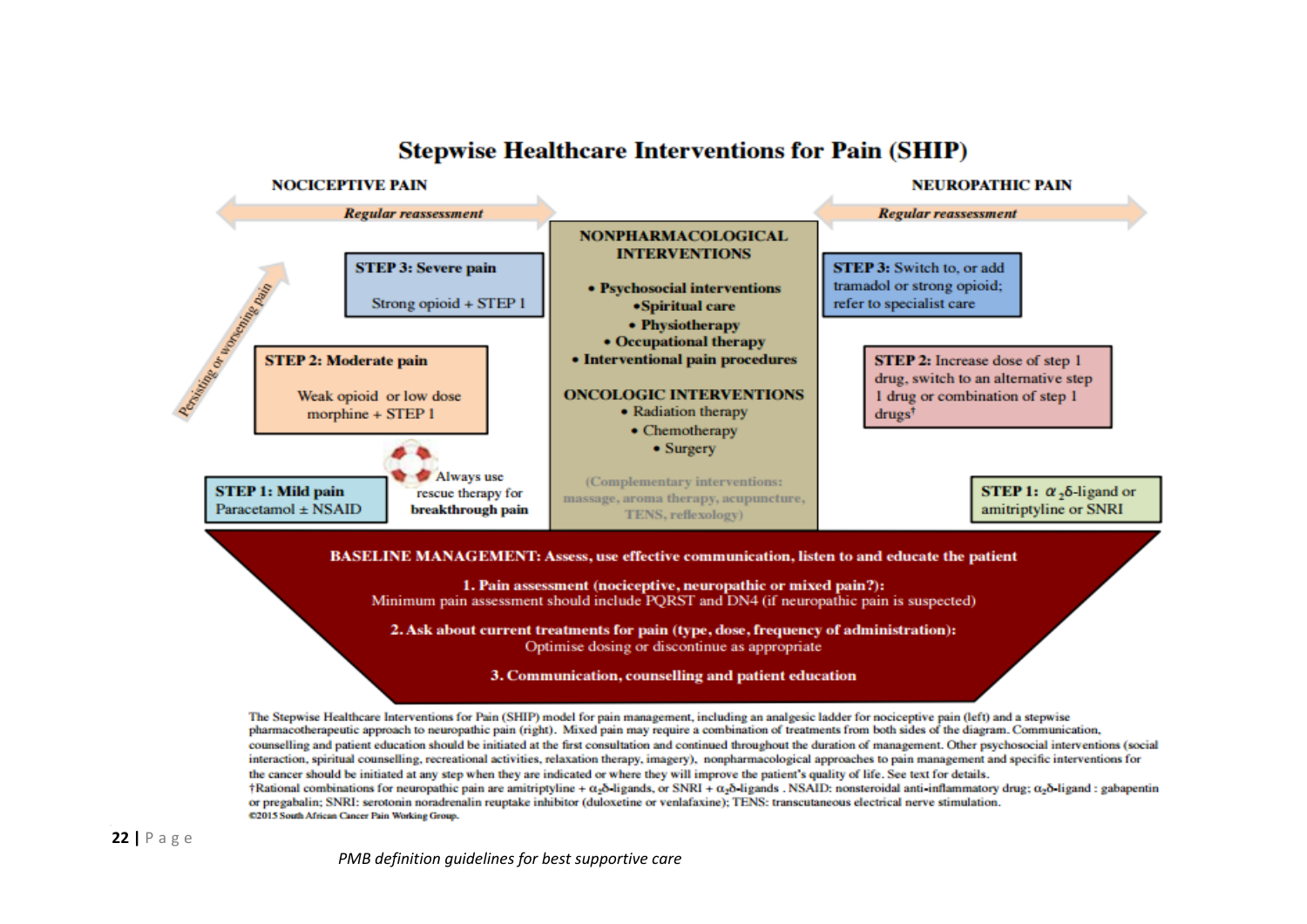## Stepwise Healthcare Interventions for Pain (SHIP)

**NOCICEPTIVE PAIN**

*Regular reassessment*

*Persisting or worsening pain*

**STEP 3: Severe pain**
Strong opioid + STEP 1

**STEP 2: Moderate pain**
Weak opioid or low dose morphine + STEP 1

**STEP 1: Mild pain**
Paracetamol ± NSAID

Always use rescue therapy for **breakthrough pain**

**NONPHARMACOLOGICAL INTERVENTIONS**

- **Psychosocial interventions**
- **Spiritual care**
- **Physiotherapy**
- **Occupational therapy**
- **Interventional pain procedures**

**ONCOLOGIC INTERVENTIONS**

- Radiation therapy
- Chemotherapy
- Surgery

(Complementary interventions: massage, aroma therapy, acupuncture, TENS, reflexology)

**NEUROPATHIC PAIN**

*Regular reassessment*

**STEP 3:** Switch to, or add tramadol or strong opioid; refer to specialist care

**STEP 2:** Increase dose of step 1 drug, switch to an alternative step 1 drug or combination of step 1 drugs†

**STEP 1:** $\alpha_2\delta$-ligand or amitriptyline or SNRI

**BASELINE MANAGEMENT: Assess, use effective communication, listen to and educate the patient**

**1. Pain assessment (nociceptive, neuropathic or mixed pain?):**
Minimum pain assessment should include PQRST and DN4 (if neuropathic pain is suspected)

**2. Ask about current treatments for pain (type, dose, frequency of administration):**
Optimise dosing or discontinue as appropriate

**3. Communication, counselling and patient education**

The Stepwise Healthcare Interventions for Pain (SHIP) model for pain management, including an analgesic ladder for nociceptive pain (left) and a stepwise pharmacotherapeutic approach to neuropathic pain (right). Mixed pain may require a combination of treatments from both sides of the diagram. Communication, counselling and patient education should be initiated at the first consultation and continued throughout the duration of management. Other psychosocial interventions (social interaction, spiritual counselling, recreational activities, relaxation therapy, imagery), nonpharmacological approaches to pain management and specific interventions for the cancer should be initiated at any step when they are indicated or where they will improve the patient's quality of life. See text for details.
†Rational combinations for neuropathic pain are amitriptyline + $\alpha_2\delta$-ligands, or SNRI + $\alpha_2\delta$-ligands . NSAID: nonsteroidal anti-inflammatory drug; $\alpha_2\delta$-ligand : gabapentin or pregabalin; SNRI: serotonin noradrenalin reuptake inhibitor (duloxetine or venlafaxine); TENS: transcutaneous electrical nerve stimulation.
©2015 South African Cancer Pain Working Group.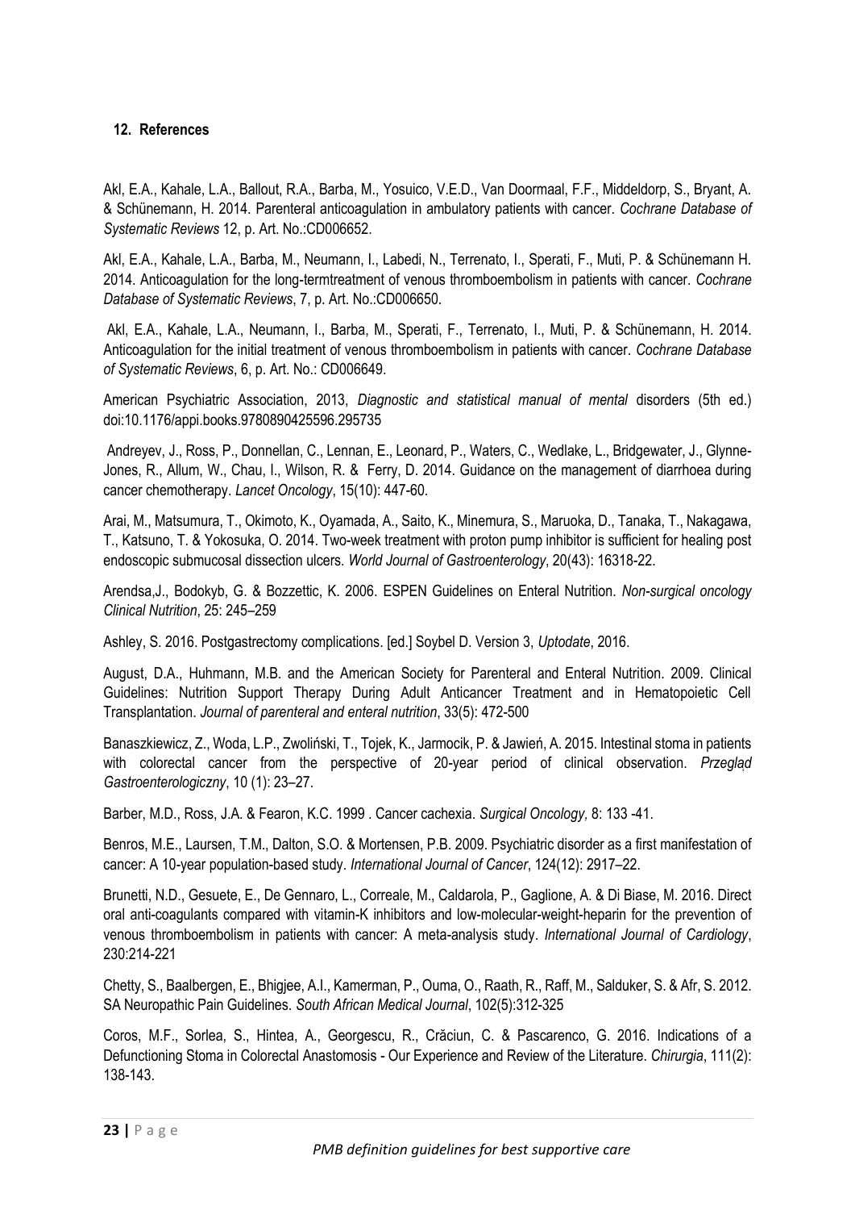## 12. References

Akl, E.A., Kahale, L.A., Ballout, R.A., Barba, M., Yosuico, V.E.D., Van Doormaal, F.F., Middeldorp, S., Bryant, A. & Schünemann, H. 2014. Parenteral anticoagulation in ambulatory patients with cancer. *Cochrane Database of Systematic Reviews* 12, p. Art. No.:CD006652.

Akl, E.A., Kahale, L.A., Barba, M., Neumann, I., Labedi, N., Terrenato, I., Sperati, F., Muti, P. & Schünemann H. 2014. Anticoagulation for the long-termtreatment of venous thromboembolism in patients with cancer. *Cochrane Database of Systematic Reviews*, 7, p. Art. No.:CD006650.

Akl, E.A., Kahale, L.A., Neumann, I., Barba, M., Sperati, F., Terrenato, I., Muti, P. & Schünemann, H. 2014. Anticoagulation for the initial treatment of venous thromboembolism in patients with cancer. *Cochrane Database of Systematic Reviews*, 6, p. Art. No.: CD006649.

American Psychiatric Association, 2013, *Diagnostic and statistical manual of mental* disorders (5th ed.) doi:10.1176/appi.books.9780890425596.295735

Andreyev, J., Ross, P., Donnellan, C., Lennan, E., Leonard, P., Waters, C., Wedlake, L., Bridgewater, J., Glynne-Jones, R., Allum, W., Chau, I., Wilson, R. & Ferry, D. 2014. Guidance on the management of diarrhoea during cancer chemotherapy. *Lancet Oncology*, 15(10): 447-60.

Arai, M., Matsumura, T., Okimoto, K., Oyamada, A., Saito, K., Minemura, S., Maruoka, D., Tanaka, T., Nakagawa, T., Katsuno, T. & Yokosuka, O. 2014. Two-week treatment with proton pump inhibitor is sufficient for healing post endoscopic submucosal dissection ulcers. *World Journal of Gastroenterology*, 20(43): 16318-22.

Arendsa,J., Bodokyb, G. & Bozzettic, K. 2006. ESPEN Guidelines on Enteral Nutrition. *Non-surgical oncology Clinical Nutrition*, 25: 245–259

Ashley, S. 2016. Postgastrectomy complications. [ed.] Soybel D. Version 3, *Uptodate*, 2016.

August, D.A., Huhmann, M.B. and the American Society for Parenteral and Enteral Nutrition. 2009. Clinical Guidelines: Nutrition Support Therapy During Adult Anticancer Treatment and in Hematopoietic Cell Transplantation. *Journal of parenteral and enteral nutrition*, 33(5): 472-500

Banaszkiewicz, Z., Woda, L.P., Zwoliński, T., Tojek, K., Jarmocik, P. & Jawień, A. 2015. Intestinal stoma in patients with colorectal cancer from the perspective of 20-year period of clinical observation. *Przegląd Gastroenterologiczny*, 10 (1): 23–27.

Barber, M.D., Ross, J.A. & Fearon, K.C. 1999 . Cancer cachexia. *Surgical Oncology*, 8: 133 -41.

Benros, M.E., Laursen, T.M., Dalton, S.O. & Mortensen, P.B. 2009. Psychiatric disorder as a first manifestation of cancer: A 10-year population-based study. *International Journal of Cancer*, 124(12): 2917–22.

Brunetti, N.D., Gesuete, E., De Gennaro, L., Correale, M., Caldarola, P., Gaglione, A. & Di Biase, M. 2016. Direct oral anti-coagulants compared with vitamin-K inhibitors and low-molecular-weight-heparin for the prevention of venous thromboembolism in patients with cancer: A meta-analysis study. *International Journal of Cardiology*, 230:214-221

Chetty, S., Baalbergen, E., Bhigjee, A.I., Kamerman, P., Ouma, O., Raath, R., Raff, M., Salduker, S. & Afr, S. 2012. SA Neuropathic Pain Guidelines. *South African Medical Journal*, 102(5):312-325

Coros, M.F., Sorlea, S., Hintea, A., Georgescu, R., Crăciun, C. & Pascarenco, G. 2016. Indications of a Defunctioning Stoma in Colorectal Anastomosis - Our Experience and Review of the Literature. *Chirurgia*, 111(2): 138-143.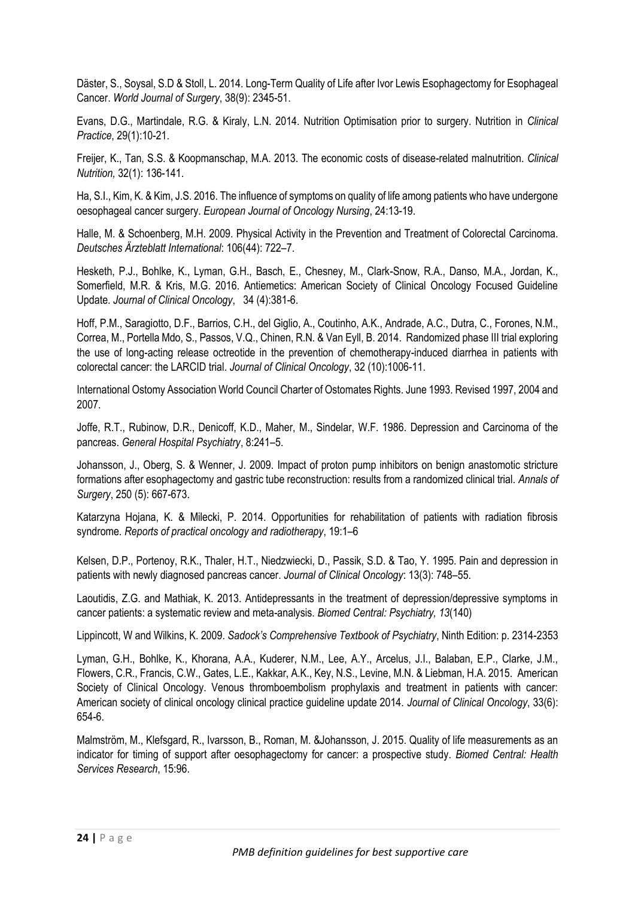Däster, S., Soysal, S.D & Stoll, L. 2014. Long-Term Quality of Life after Ivor Lewis Esophagectomy for Esophageal Cancer. *World Journal of Surgery*, 38(9): 2345-51.

Evans, D.G., Martindale, R.G. & Kiraly, L.N. 2014. Nutrition Optimisation prior to surgery. Nutrition in *Clinical Practice*, 29(1):10-21.

Freijer, K., Tan, S.S. & Koopmanschap, M.A. 2013. The economic costs of disease-related malnutrition. *Clinical Nutrition,* 32(1): 136-141.

Ha, S.I., Kim, K. & Kim, J.S. 2016. The influence of symptoms on quality of life among patients who have undergone oesophageal cancer surgery. *European Journal of Oncology Nursing*, 24:13-19.

Halle, M. & Schoenberg, M.H. 2009. Physical Activity in the Prevention and Treatment of Colorectal Carcinoma. *Deutsches Ärzteblatt International*: 106(44): 722–7.

Hesketh, P.J., Bohlke, K., Lyman, G.H., Basch, E., Chesney, M., Clark-Snow, R.A., Danso, M.A., Jordan, K., Somerfield, M.R. & Kris, M.G. 2016. Antiemetics: American Society of Clinical Oncology Focused Guideline Update. *Journal of Clinical Oncology*, 34 (4):381-6.

Hoff, P.M., Saragiotto, D.F., Barrios, C.H., del Giglio, A., Coutinho, A.K., Andrade, A.C., Dutra, C., Forones, N.M., Correa, M., Portella Mdo, S., Passos, V.Q., Chinen, R.N. & Van Eyll, B. 2014. Randomized phase III trial exploring the use of long-acting release octreotide in the prevention of chemotherapy-induced diarrhea in patients with colorectal cancer: the LARCID trial. *Journal of Clinical Oncology*, 32 (10):1006-11.

International Ostomy Association World Council Charter of Ostomates Rights. June 1993. Revised 1997, 2004 and 2007.

Joffe, R.T., Rubinow, D.R., Denicoff, K.D., Maher, M., Sindelar, W.F. 1986. Depression and Carcinoma of the pancreas. *General Hospital Psychiatry*, 8:241–5.

Johansson, J., Oberg, S. & Wenner, J. 2009. Impact of proton pump inhibitors on benign anastomotic stricture formations after esophagectomy and gastric tube reconstruction: results from a randomized clinical trial. *Annals of Surgery*, 250 (5): 667-673.

Katarzyna Hojana, K. & Milecki, P. 2014. Opportunities for rehabilitation of patients with radiation fibrosis syndrome. *Reports of practical oncology and radiotherapy*, 19:1–6

Kelsen, D.P., Portenoy, R.K., Thaler, H.T., Niedzwiecki, D., Passik, S.D. & Tao, Y. 1995. Pain and depression in patients with newly diagnosed pancreas cancer. *Journal of Clinical Oncology*: 13(3): 748–55.

Laoutidis, Z.G. and Mathiak, K. 2013. Antidepressants in the treatment of depression/depressive symptoms in cancer patients: a systematic review and meta-analysis. *Biomed Central: Psychiatry, 13*(140)

Lippincott, W and Wilkins, K. 2009. *Sadock's Comprehensive Textbook of Psychiatry*, Ninth Edition: p. 2314-2353

Lyman, G.H., Bohlke, K., Khorana, A.A., Kuderer, N.M., Lee, A.Y., Arcelus, J.I., Balaban, E.P., Clarke, J.M., Flowers, C.R., Francis, C.W., Gates, L.E., Kakkar, A.K., Key, N.S., Levine, M.N. & Liebman, H.A. 2015. American Society of Clinical Oncology. Venous thromboembolism prophylaxis and treatment in patients with cancer: American society of clinical oncology clinical practice guideline update 2014. *Journal of Clinical Oncology*, 33(6): 654-6.

Malmström, M., Klefsgard, R., Ivarsson, B., Roman, M. &Johansson, J. 2015. Quality of life measurements as an indicator for timing of support after oesophagectomy for cancer: a prospective study. *Biomed Central: Health Services Research*, 15:96.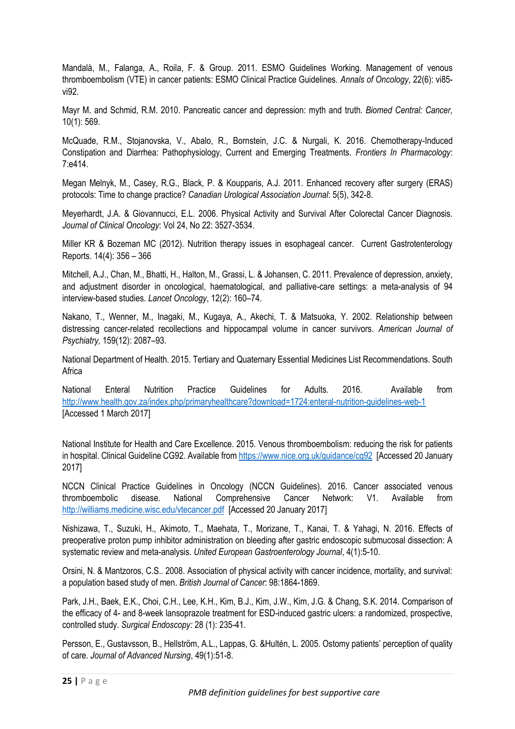Mandalà, M., Falanga, A., Roila, F. & Group. 2011. ESMO Guidelines Working. Management of venous thromboembolism (VTE) in cancer patients: ESMO Clinical Practice Guidelines. *Annals of Oncology*, 22(6): vi85-vi92.

Mayr M. and Schmid, R.M. 2010. Pancreatic cancer and depression: myth and truth. *Biomed Central: Cancer,* 10(1): 569.

McQuade, R.M., Stojanovska, V., Abalo, R., Bornstein, J.C. & Nurgali, K. 2016. Chemotherapy-Induced Constipation and Diarrhea: Pathophysiology, Current and Emerging Treatments. *Frontiers In Pharmacology*: 7:e414.

Megan Melnyk, M., Casey, R.G., Black, P. & Koupparis, A.J. 2011. Enhanced recovery after surgery (ERAS) protocols: Time to change practice? *Canadian Urological Association Journal*: 5(5), 342-8.

Meyerhardt, J.A. & Giovannucci, E.L. 2006. Physical Activity and Survival After Colorectal Cancer Diagnosis. *Journal of Clinical Oncology*: Vol 24, No 22: 3527-3534.

Miller KR & Bozeman MC (2012). Nutrition therapy issues in esophageal cancer. Current Gastrotenterology Reports. 14(4): 356 – 366

Mitchell, A.J., Chan, M., Bhatti, H., Halton, M., Grassi, L. & Johansen, C. 2011. Prevalence of depression, anxiety, and adjustment disorder in oncological, haematological, and palliative-care settings: a meta-analysis of 94 interview-based studies. *Lancet Oncology*, 12(2): 160–74.

Nakano, T., Wenner, M., Inagaki, M., Kugaya, A., Akechi, T. & Matsuoka, Y. 2002. Relationship between distressing cancer-related recollections and hippocampal volume in cancer survivors. *American Journal of Psychiatry,* 159(12): 2087–93.

National Department of Health. 2015. Tertiary and Quaternary Essential Medicines List Recommendations. South Africa

National Enteral Nutrition Practice Guidelines for Adults. 2016. Available from http://www.health.gov.za/index.php/primaryhealthcare?download=1724:enteral-nutrition-guidelines-web-1 [Accessed 1 March 2017]

National Institute for Health and Care Excellence. 2015. Venous thromboembolism: reducing the risk for patients in hospital. Clinical Guideline CG92. Available from https://www.nice.org.uk/guidance/cg92 [Accessed 20 January 2017]

NCCN Clinical Practice Guidelines in Oncology (NCCN Guidelines). 2016. Cancer associated venous thromboembolic disease. National Comprehensive Cancer Network: V1. Available from http://williams.medicine.wisc.edu/vtecancer.pdf [Accessed 20 January 2017]

Nishizawa, T., Suzuki, H., Akimoto, T., Maehata, T., Morizane, T., Kanai, T. & Yahagi, N. 2016. Effects of preoperative proton pump inhibitor administration on bleeding after gastric endoscopic submucosal dissection: A systematic review and meta-analysis. *United European Gastroenterology Journal*, 4(1):5-10.

Orsini, N. & Mantzoros, C.S.. 2008. Association of physical activity with cancer incidence, mortality, and survival: a population based study of men. *British Journal of Cancer*: 98:1864-1869.

Park, J.H., Baek, E.K., Choi, C.H., Lee, K.H., Kim, B.J., Kim, J.W., Kim, J.G. & Chang, S.K. 2014. Comparison of the efficacy of 4- and 8-week lansoprazole treatment for ESD-induced gastric ulcers: a randomized, prospective, controlled study. *Surgical Endoscopy:* 28 (1): 235-41.

Persson, E., Gustavsson, B., Hellström, A.L., Lappas, G. &Hultén, L. 2005. Ostomy patients' perception of quality of care. *Journal of Advanced Nursing*, 49(1):51-8.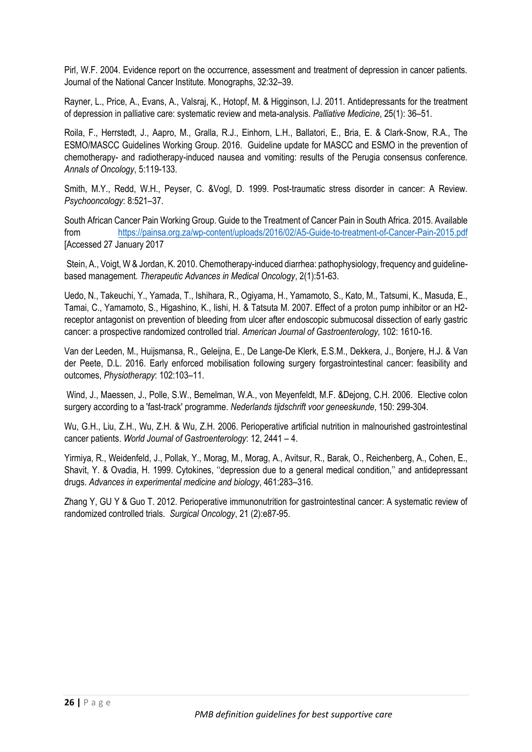Pirl, W.F. 2004. Evidence report on the occurrence, assessment and treatment of depression in cancer patients. Journal of the National Cancer Institute. Monographs, 32:32–39.

Rayner, L., Price, A., Evans, A., Valsraj, K., Hotopf, M. & Higginson, I.J. 2011. Antidepressants for the treatment of depression in palliative care: systematic review and meta-analysis. *Palliative Medicine*, 25(1): 36–51.

Roila, F., Herrstedt, J., Aapro, M., Gralla, R.J., Einhorn, L.H., Ballatori, E., Bria, E. & Clark-Snow, R.A., The ESMO/MASCC Guidelines Working Group. 2016. Guideline update for MASCC and ESMO in the prevention of chemotherapy- and radiotherapy-induced nausea and vomiting: results of the Perugia consensus conference. *Annals of Oncology*, 5:119-133.

Smith, M.Y., Redd, W.H., Peyser, C. &Vogl, D. 1999. Post-traumatic stress disorder in cancer: A Review. *Psychooncology*: 8:521–37.

South African Cancer Pain Working Group. Guide to the Treatment of Cancer Pain in South Africa. 2015. Available from https://painsa.org.za/wp-content/uploads/2016/02/A5-Guide-to-treatment-of-Cancer-Pain-2015.pdf [Accessed 27 January 2017

Stein, A., Voigt, W & Jordan, K. 2010. Chemotherapy-induced diarrhea: pathophysiology, frequency and guideline-based management. *Therapeutic Advances in Medical Oncology*, 2(1):51-63.

Uedo, N., Takeuchi, Y., Yamada, T., Ishihara, R., Ogiyama, H., Yamamoto, S., Kato, M., Tatsumi, K., Masuda, E., Tamai, C., Yamamoto, S., Higashino, K., Iishi, H. & Tatsuta M. 2007. Effect of a proton pump inhibitor or an H2-receptor antagonist on prevention of bleeding from ulcer after endoscopic submucosal dissection of early gastric cancer: a prospective randomized controlled trial. *American Journal of Gastroenterology,* 102: 1610-16.

Van der Leeden, M., Huijsmansa, R., Geleijna, E., De Lange-De Klerk, E.S.M., Dekkera, J., Bonjere, H.J. & Van der Peete, D.L. 2016. Early enforced mobilisation following surgery forgastrointestinal cancer: feasibility and outcomes, *Physiotherapy*: 102:103–11.

Wind, J., Maessen, J., Polle, S.W., Bemelman, W.A., von Meyenfeldt, M.F. &Dejong, C.H. 2006. Elective colon surgery according to a 'fast-track' programme. *Nederlands tijdschrift voor geneeskunde*, 150: 299-304.

Wu, G.H., Liu, Z.H., Wu, Z.H. & Wu, Z.H. 2006. Perioperative artificial nutrition in malnourished gastrointestinal cancer patients. *World Journal of Gastroenterology*: 12, 2441 – 4.

Yirmiya, R., Weidenfeld, J., Pollak, Y., Morag, M., Morag, A., Avitsur, R., Barak, O., Reichenberg, A., Cohen, E., Shavit, Y. & Ovadia, H. 1999. Cytokines, ''depression due to a general medical condition,'' and antidepressant drugs. *Advances in experimental medicine and biology*, 461:283–316.

Zhang Y, GU Y & Guo T. 2012. Perioperative immunonutrition for gastrointestinal cancer: A systematic review of randomized controlled trials. *Surgical Oncology*, 21 (2):e87-95.